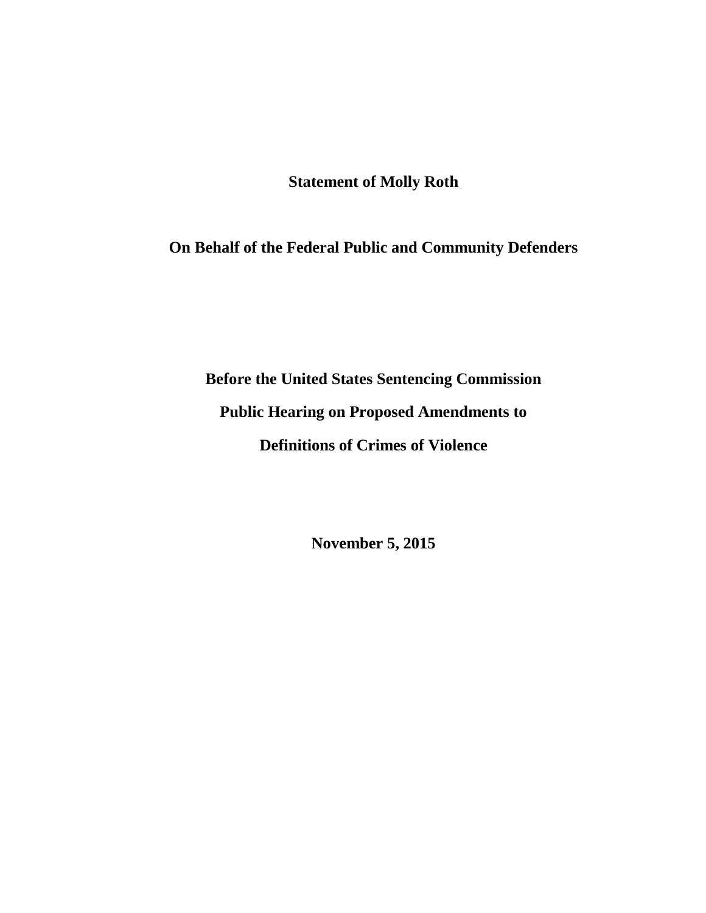**Statement of Molly Roth**

**On Behalf of the Federal Public and Community Defenders**

**Before the United States Sentencing Commission**

**Public Hearing on Proposed Amendments to**

**Definitions of Crimes of Violence**

**November 5, 2015**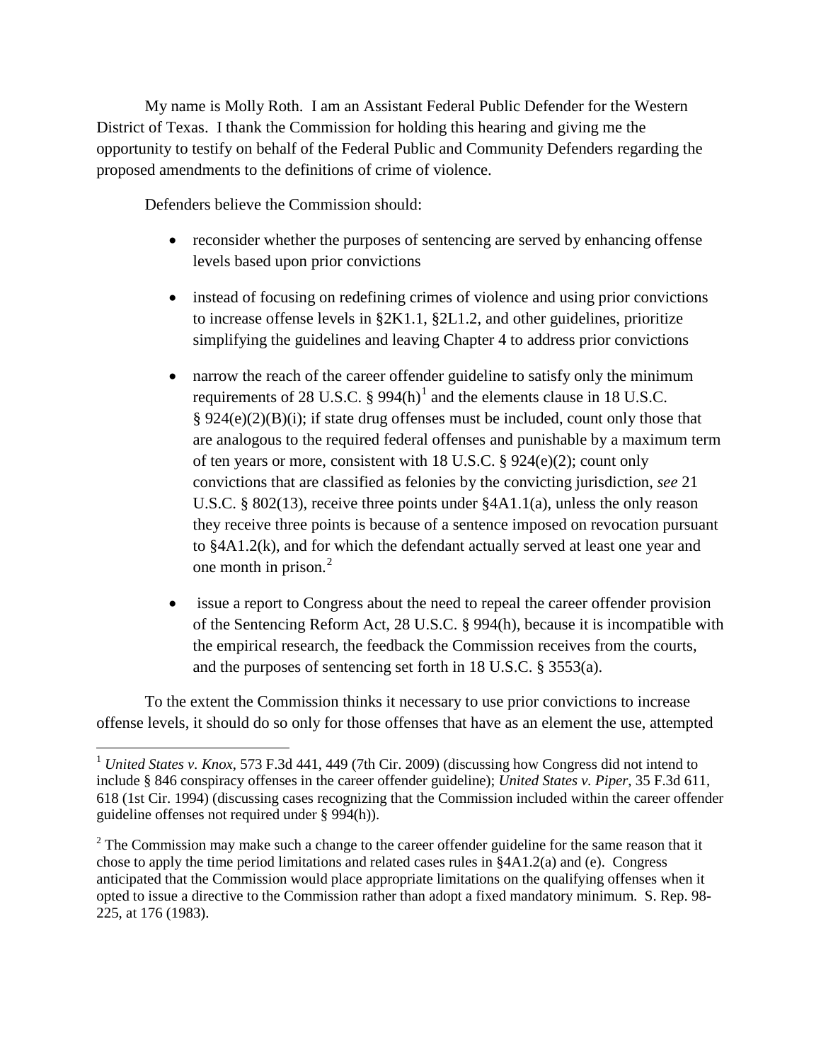My name is Molly Roth. I am an Assistant Federal Public Defender for the Western District of Texas. I thank the Commission for holding this hearing and giving me the opportunity to testify on behalf of the Federal Public and Community Defenders regarding the proposed amendments to the definitions of crime of violence.

Defenders believe the Commission should:

- reconsider whether the purposes of sentencing are served by enhancing offense levels based upon prior convictions
- instead of focusing on redefining crimes of violence and using prior convictions to increase offense levels in §2K1.1, §2L1.2, and other guidelines, prioritize simplifying the guidelines and leaving Chapter 4 to address prior convictions
- narrow the reach of the career offender guideline to satisfy only the minimum requirements of 28 U.S.C. § 994(h)[1] and the elements clause in 18 U.S.C. § 924(e)(2)(B)(i); if state drug offenses must be included, count only those that are analogous to the required federal offenses and punishable by a maximum term of ten years or more, consistent with 18 U.S.C. § 924(e)(2); count only convictions that are classified as felonies by the convicting jurisdiction, *see* 21 U.S.C. § 802(13), receive three points under §4A1.1(a), unless the only reason they receive three points is because of a sentence imposed on revocation pursuant to §4A1.2(k), and for which the defendant actually served at least one year and one month in prison.[2]
- issue a report to Congress about the need to repeal the career offender provision of the Sentencing Reform Act, 28 U.S.C. § 994(h), because it is incompatible with the empirical research, the feedback the Commission receives from the courts, and the purposes of sentencing set forth in 18 U.S.C. § 3553(a).

To the extent the Commission thinks it necessary to use prior convictions to increase offense levels, it should do so only for those offenses that have as an element the use, attempted

---

[1] *United States v. Knox*, 573 F.3d 441, 449 (7th Cir. 2009) (discussing how Congress did not intend to include § 846 conspiracy offenses in the career offender guideline); *United States v. Piper*, 35 F.3d 611, 618 (1st Cir. 1994) (discussing cases recognizing that the Commission included within the career offender guideline offenses not required under § 994(h)).

[2] The Commission may make such a change to the career offender guideline for the same reason that it chose to apply the time period limitations and related cases rules in §4A1.2(a) and (e). Congress anticipated that the Commission would place appropriate limitations on the qualifying offenses when it opted to issue a directive to the Commission rather than adopt a fixed mandatory minimum. S. Rep. 98-225, at 176 (1983).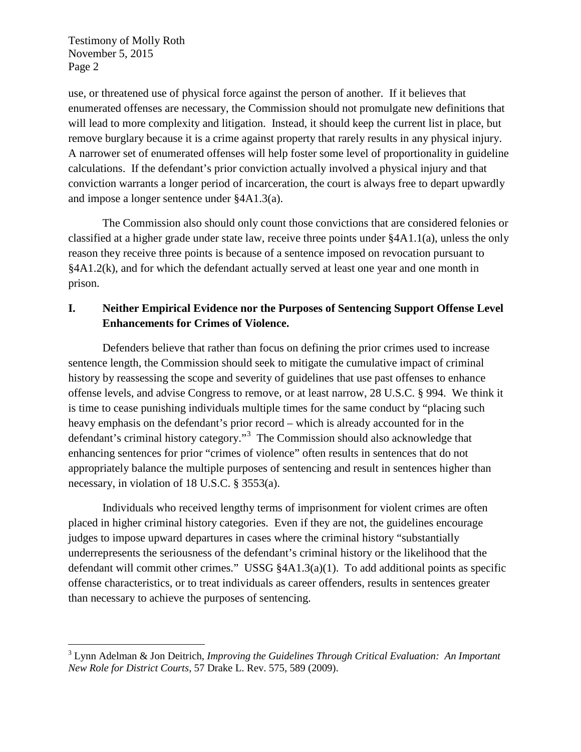use, or threatened use of physical force against the person of another. If it believes that enumerated offenses are necessary, the Commission should not promulgate new definitions that will lead to more complexity and litigation. Instead, it should keep the current list in place, but remove burglary because it is a crime against property that rarely results in any physical injury. A narrower set of enumerated offenses will help foster some level of proportionality in guideline calculations. If the defendant's prior conviction actually involved a physical injury and that conviction warrants a longer period of incarceration, the court is always free to depart upwardly and impose a longer sentence under §4A1.3(a).

The Commission also should only count those convictions that are considered felonies or classified at a higher grade under state law, receive three points under §4A1.1(a), unless the only reason they receive three points is because of a sentence imposed on revocation pursuant to §4A1.2(k), and for which the defendant actually served at least one year and one month in prison.

## I. Neither Empirical Evidence nor the Purposes of Sentencing Support Offense Level Enhancements for Crimes of Violence.

Defenders believe that rather than focus on defining the prior crimes used to increase sentence length, the Commission should seek to mitigate the cumulative impact of criminal history by reassessing the scope and severity of guidelines that use past offenses to enhance offense levels, and advise Congress to remove, or at least narrow, 28 U.S.C. § 994. We think it is time to cease punishing individuals multiple times for the same conduct by "placing such heavy emphasis on the defendant's prior record – which is already accounted for in the defendant's criminal history category."[3] The Commission should also acknowledge that enhancing sentences for prior "crimes of violence" often results in sentences that do not appropriately balance the multiple purposes of sentencing and result in sentences higher than necessary, in violation of 18 U.S.C. § 3553(a).

Individuals who received lengthy terms of imprisonment for violent crimes are often placed in higher criminal history categories. Even if they are not, the guidelines encourage judges to impose upward departures in cases where the criminal history "substantially underrepresents the seriousness of the defendant's criminal history or the likelihood that the defendant will commit other crimes." USSG §4A1.3(a)(1). To add additional points as specific offense characteristics, or to treat individuals as career offenders, results in sentences greater than necessary to achieve the purposes of sentencing.

[3] Lynn Adelman & Jon Deitrich, *Improving the Guidelines Through Critical Evaluation: An Important New Role for District Courts*, 57 Drake L. Rev. 575, 589 (2009).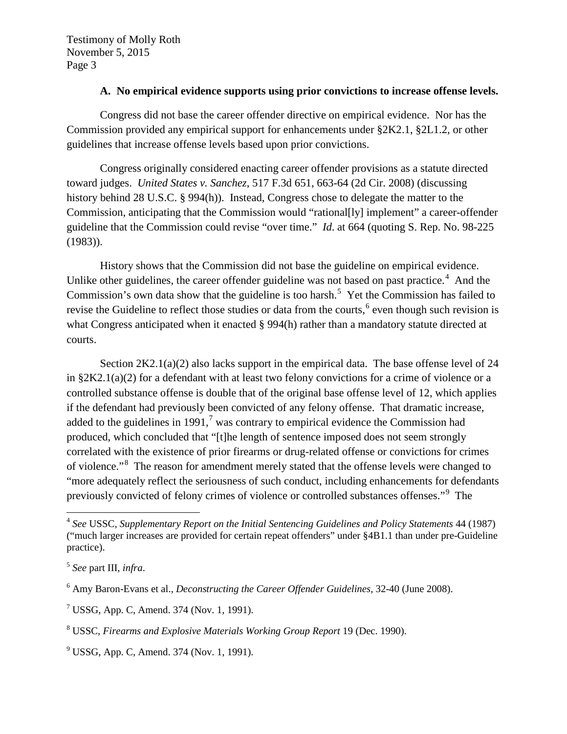### A. No empirical evidence supports using prior convictions to increase offense levels.

Congress did not base the career offender directive on empirical evidence. Nor has the Commission provided any empirical support for enhancements under §2K2.1, §2L1.2, or other guidelines that increase offense levels based upon prior convictions.

Congress originally considered enacting career offender provisions as a statute directed toward judges. *United States v. Sanchez*, 517 F.3d 651, 663-64 (2d Cir. 2008) (discussing history behind 28 U.S.C. § 994(h)). Instead, Congress chose to delegate the matter to the Commission, anticipating that the Commission would "rational[ly] implement" a career-offender guideline that the Commission could revise "over time." *Id*. at 664 (quoting S. Rep. No. 98-225 (1983)).

History shows that the Commission did not base the guideline on empirical evidence. Unlike other guidelines, the career offender guideline was not based on past practice.[4] And the Commission's own data show that the guideline is too harsh.[5] Yet the Commission has failed to revise the Guideline to reflect those studies or data from the courts,[6] even though such revision is what Congress anticipated when it enacted § 994(h) rather than a mandatory statute directed at courts.

Section 2K2.1(a)(2) also lacks support in the empirical data. The base offense level of 24 in §2K2.1(a)(2) for a defendant with at least two felony convictions for a crime of violence or a controlled substance offense is double that of the original base offense level of 12, which applies if the defendant had previously been convicted of any felony offense. That dramatic increase, added to the guidelines in 1991,[7] was contrary to empirical evidence the Commission had produced, which concluded that "[t]he length of sentence imposed does not seem strongly correlated with the existence of prior firearms or drug-related offense or convictions for crimes of violence."[8] The reason for amendment merely stated that the offense levels were changed to "more adequately reflect the seriousness of such conduct, including enhancements for defendants previously convicted of felony crimes of violence or controlled substances offenses."[9] The

---

[4] *See* USSC, *Supplementary Report on the Initial Sentencing Guidelines and Policy Statements* 44 (1987) ("much larger increases are provided for certain repeat offenders" under §4B1.1 than under pre-Guideline practice).

[5] *See* part III, *infra*.

[6] Amy Baron-Evans et al., *Deconstructing the Career Offender Guidelines*, 32-40 (June 2008).

[7] USSG, App. C, Amend. 374 (Nov. 1, 1991).

[8] USSC, *Firearms and Explosive Materials Working Group Report* 19 (Dec. 1990).

[9] USSG, App. C, Amend. 374 (Nov. 1, 1991).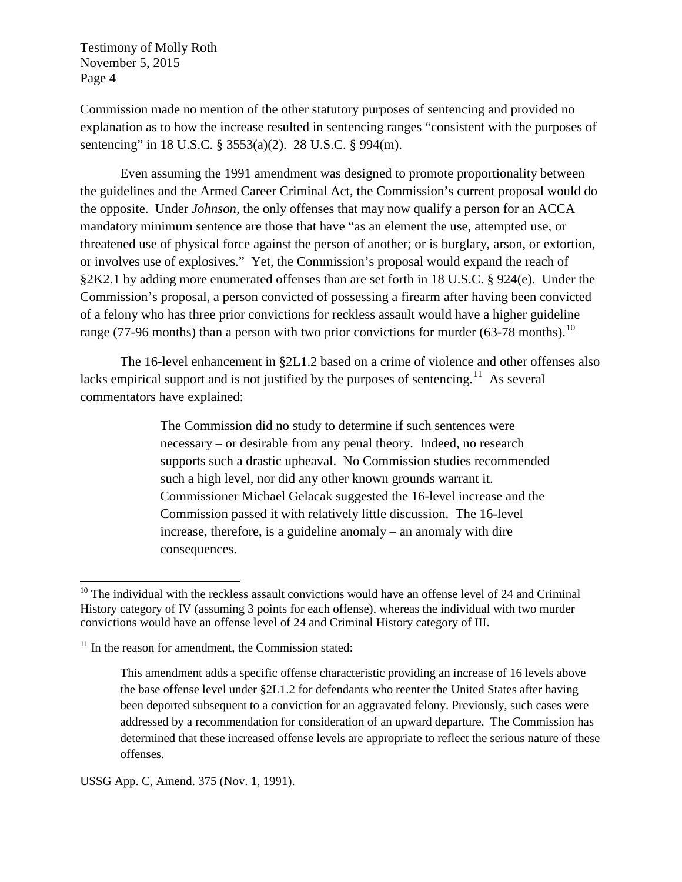Commission made no mention of the other statutory purposes of sentencing and provided no explanation as to how the increase resulted in sentencing ranges "consistent with the purposes of sentencing" in 18 U.S.C. § 3553(a)(2). 28 U.S.C. § 994(m).

Even assuming the 1991 amendment was designed to promote proportionality between the guidelines and the Armed Career Criminal Act, the Commission's current proposal would do the opposite. Under *Johnson*, the only offenses that may now qualify a person for an ACCA mandatory minimum sentence are those that have "as an element the use, attempted use, or threatened use of physical force against the person of another; or is burglary, arson, or extortion, or involves use of explosives." Yet, the Commission's proposal would expand the reach of §2K2.1 by adding more enumerated offenses than are set forth in 18 U.S.C. § 924(e). Under the Commission's proposal, a person convicted of possessing a firearm after having been convicted of a felony who has three prior convictions for reckless assault would have a higher guideline range (77-96 months) than a person with two prior convictions for murder (63-78 months).[10]

The 16-level enhancement in §2L1.2 based on a crime of violence and other offenses also lacks empirical support and is not justified by the purposes of sentencing.[11] As several commentators have explained:

> The Commission did no study to determine if such sentences were necessary – or desirable from any penal theory. Indeed, no research supports such a drastic upheaval. No Commission studies recommended such a high level, nor did any other known grounds warrant it. Commissioner Michael Gelacak suggested the 16-level increase and the Commission passed it with relatively little discussion. The 16-level increase, therefore, is a guideline anomaly – an anomaly with dire consequences.

---

[10] The individual with the reckless assault convictions would have an offense level of 24 and Criminal History category of IV (assuming 3 points for each offense), whereas the individual with two murder convictions would have an offense level of 24 and Criminal History category of III.

[11] In the reason for amendment, the Commission stated:

> This amendment adds a specific offense characteristic providing an increase of 16 levels above the base offense level under §2L1.2 for defendants who reenter the United States after having been deported subsequent to a conviction for an aggravated felony. Previously, such cases were addressed by a recommendation for consideration of an upward departure. The Commission has determined that these increased offense levels are appropriate to reflect the serious nature of these offenses.

USSG App. C, Amend. 375 (Nov. 1, 1991).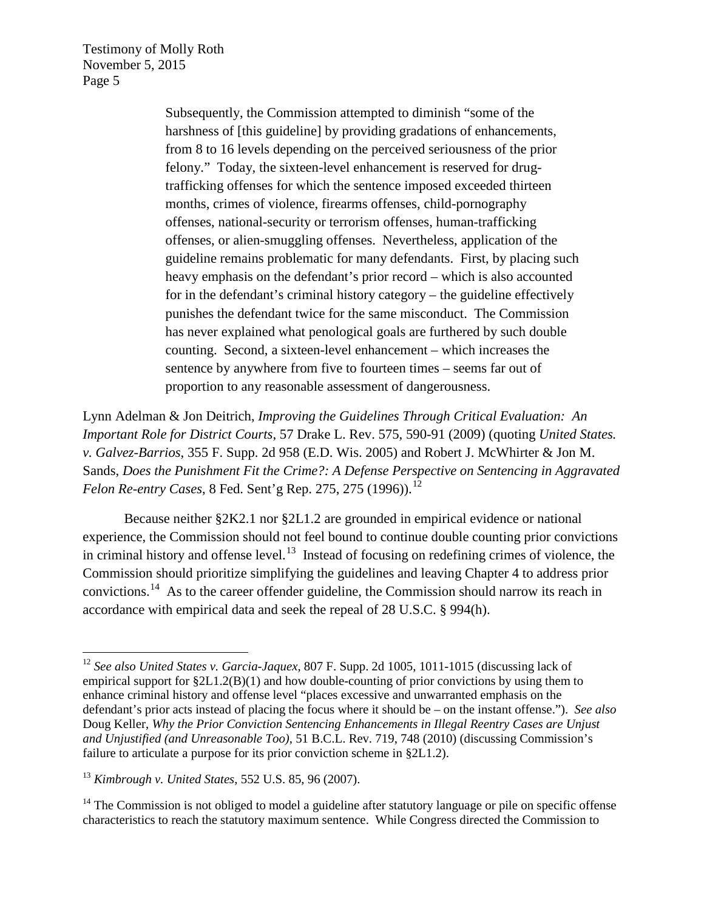> Subsequently, the Commission attempted to diminish "some of the harshness of [this guideline] by providing gradations of enhancements, from 8 to 16 levels depending on the perceived seriousness of the prior felony." Today, the sixteen-level enhancement is reserved for drug-trafficking offenses for which the sentence imposed exceeded thirteen months, crimes of violence, firearms offenses, child-pornography offenses, national-security or terrorism offenses, human-trafficking offenses, or alien-smuggling offenses. Nevertheless, application of the guideline remains problematic for many defendants. First, by placing such heavy emphasis on the defendant's prior record – which is also accounted for in the defendant's criminal history category – the guideline effectively punishes the defendant twice for the same misconduct. The Commission has never explained what penological goals are furthered by such double counting. Second, a sixteen-level enhancement – which increases the sentence by anywhere from five to fourteen times – seems far out of proportion to any reasonable assessment of dangerousness.

Lynn Adelman & Jon Deitrich, *Improving the Guidelines Through Critical Evaluation: An Important Role for District Courts*, 57 Drake L. Rev. 575, 590-91 (2009) (quoting *United States. v. Galvez-Barrios*, 355 F. Supp. 2d 958 (E.D. Wis. 2005) and Robert J. McWhirter & Jon M. Sands, *Does the Punishment Fit the Crime?: A Defense Perspective on Sentencing in Aggravated Felon Re-entry Cases*, 8 Fed. Sent'g Rep. 275, 275 (1996)).[12]

Because neither §2K2.1 nor §2L1.2 are grounded in empirical evidence or national experience, the Commission should not feel bound to continue double counting prior convictions in criminal history and offense level.[13] Instead of focusing on redefining crimes of violence, the Commission should prioritize simplifying the guidelines and leaving Chapter 4 to address prior convictions.[14] As to the career offender guideline, the Commission should narrow its reach in accordance with empirical data and seek the repeal of 28 U.S.C. § 994(h).

---

[12] *See also United States v. Garcia-Jaquex*, 807 F. Supp. 2d 1005, 1011-1015 (discussing lack of empirical support for §2L1.2(B)(1) and how double-counting of prior convictions by using them to enhance criminal history and offense level "places excessive and unwarranted emphasis on the defendant's prior acts instead of placing the focus where it should be – on the instant offense."). *See also* Doug Keller, *Why the Prior Conviction Sentencing Enhancements in Illegal Reentry Cases are Unjust and Unjustified (and Unreasonable Too)*, 51 B.C.L. Rev. 719, 748 (2010) (discussing Commission's failure to articulate a purpose for its prior conviction scheme in §2L1.2).

[13] *Kimbrough v. United States*, 552 U.S. 85, 96 (2007).

[14] The Commission is not obliged to model a guideline after statutory language or pile on specific offense characteristics to reach the statutory maximum sentence. While Congress directed the Commission to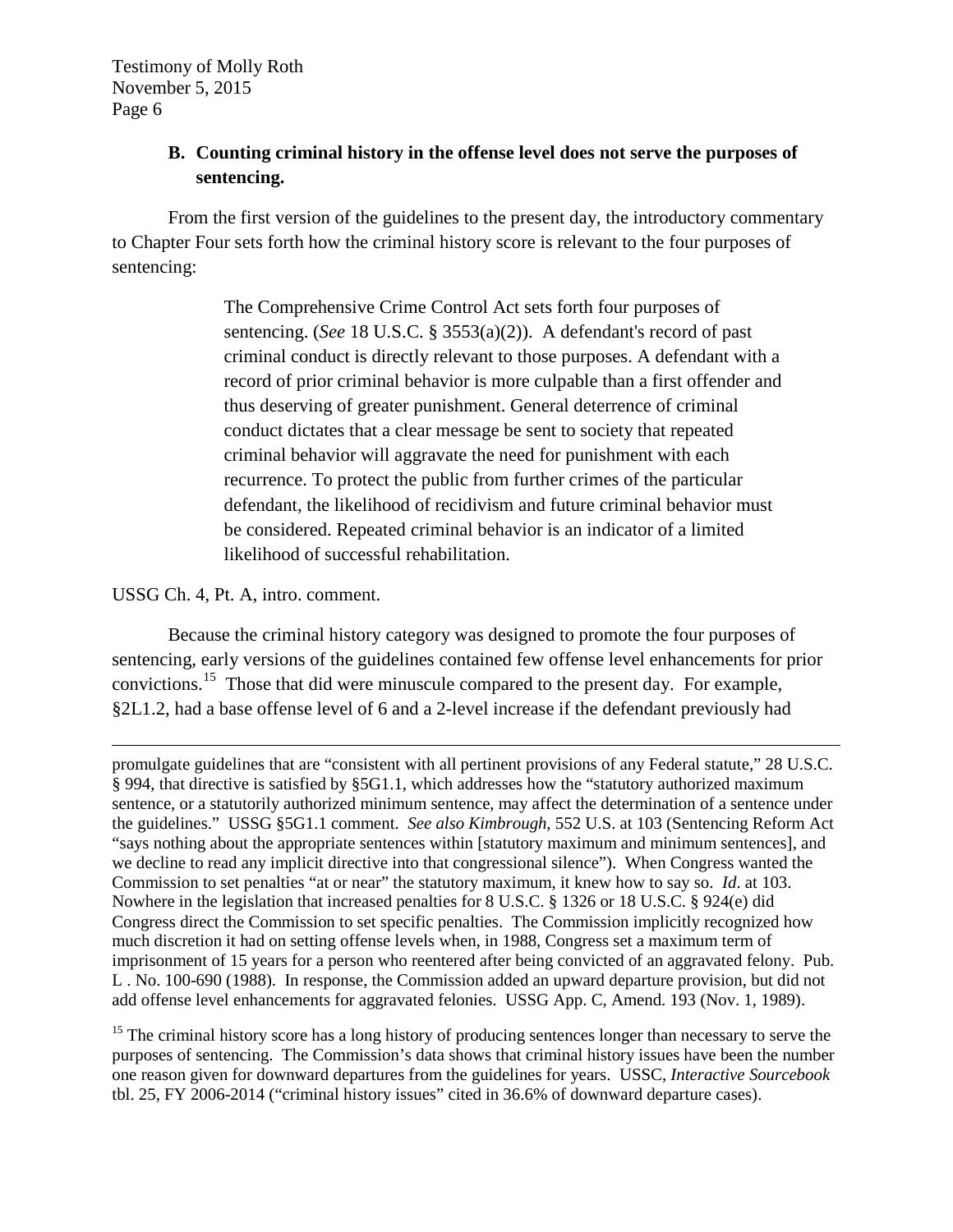### B. Counting criminal history in the offense level does not serve the purposes of sentencing.

From the first version of the guidelines to the present day, the introductory commentary to Chapter Four sets forth how the criminal history score is relevant to the four purposes of sentencing:

> The Comprehensive Crime Control Act sets forth four purposes of sentencing. (*See* 18 U.S.C. § 3553(a)(2)). A defendant's record of past criminal conduct is directly relevant to those purposes. A defendant with a record of prior criminal behavior is more culpable than a first offender and thus deserving of greater punishment. General deterrence of criminal conduct dictates that a clear message be sent to society that repeated criminal behavior will aggravate the need for punishment with each recurrence. To protect the public from further crimes of the particular defendant, the likelihood of recidivism and future criminal behavior must be considered. Repeated criminal behavior is an indicator of a limited likelihood of successful rehabilitation.

USSG Ch. 4, Pt. A, intro. comment.

Because the criminal history category was designed to promote the four purposes of sentencing, early versions of the guidelines contained few offense level enhancements for prior convictions.[15] Those that did were minuscule compared to the present day. For example, §2L1.2, had a base offense level of 6 and a 2-level increase if the defendant previously had

---

promulgate guidelines that are "consistent with all pertinent provisions of any Federal statute," 28 U.S.C. § 994, that directive is satisfied by §5G1.1, which addresses how the "statutory authorized maximum sentence, or a statutorily authorized minimum sentence, may affect the determination of a sentence under the guidelines." USSG §5G1.1 comment. *See also Kimbrough*, 552 U.S. at 103 (Sentencing Reform Act "says nothing about the appropriate sentences within [statutory maximum and minimum sentences], and we decline to read any implicit directive into that congressional silence"). When Congress wanted the Commission to set penalties "at or near" the statutory maximum, it knew how to say so. *Id*. at 103. Nowhere in the legislation that increased penalties for 8 U.S.C. § 1326 or 18 U.S.C. § 924(e) did Congress direct the Commission to set specific penalties. The Commission implicitly recognized how much discretion it had on setting offense levels when, in 1988, Congress set a maximum term of imprisonment of 15 years for a person who reentered after being convicted of an aggravated felony. Pub. L . No. 100-690 (1988). In response, the Commission added an upward departure provision, but did not add offense level enhancements for aggravated felonies. USSG App. C, Amend. 193 (Nov. 1, 1989).

[15] The criminal history score has a long history of producing sentences longer than necessary to serve the purposes of sentencing. The Commission's data shows that criminal history issues have been the number one reason given for downward departures from the guidelines for years. USSC, *Interactive Sourcebook* tbl. 25, FY 2006-2014 ("criminal history issues" cited in 36.6% of downward departure cases).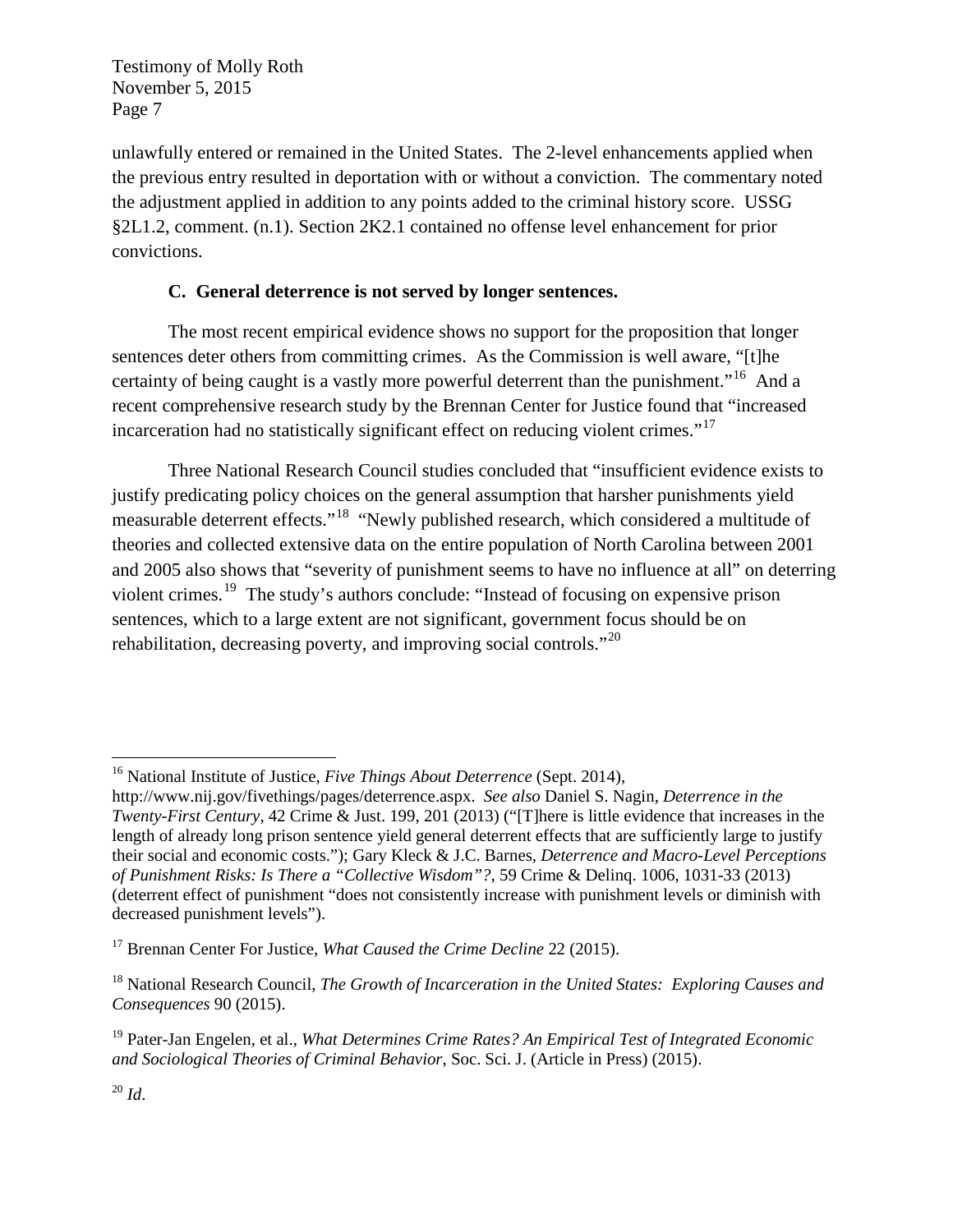unlawfully entered or remained in the United States. The 2-level enhancements applied when the previous entry resulted in deportation with or without a conviction. The commentary noted the adjustment applied in addition to any points added to the criminal history score. USSG §2L1.2, comment. (n.1). Section 2K2.1 contained no offense level enhancement for prior convictions.

### C. General deterrence is not served by longer sentences.

The most recent empirical evidence shows no support for the proposition that longer sentences deter others from committing crimes. As the Commission is well aware, "[t]he certainty of being caught is a vastly more powerful deterrent than the punishment."[16] And a recent comprehensive research study by the Brennan Center for Justice found that "increased incarceration had no statistically significant effect on reducing violent crimes."[17]

Three National Research Council studies concluded that "insufficient evidence exists to justify predicating policy choices on the general assumption that harsher punishments yield measurable deterrent effects."[18] "Newly published research, which considered a multitude of theories and collected extensive data on the entire population of North Carolina between 2001 and 2005 also shows that "severity of punishment seems to have no influence at all" on deterring violent crimes.[19] The study's authors conclude: "Instead of focusing on expensive prison sentences, which to a large extent are not significant, government focus should be on rehabilitation, decreasing poverty, and improving social controls."[20]

---

[16] National Institute of Justice, *Five Things About Deterrence* (Sept. 2014), http://www.nij.gov/fivethings/pages/deterrence.aspx. *See also* Daniel S. Nagin, *Deterrence in the Twenty-First Century*, 42 Crime & Just. 199, 201 (2013) ("[T]here is little evidence that increases in the length of already long prison sentence yield general deterrent effects that are sufficiently large to justify their social and economic costs."); Gary Kleck & J.C. Barnes, *Deterrence and Macro-Level Perceptions of Punishment Risks: Is There a "Collective Wisdom"?*, 59 Crime & Delinq. 1006, 1031-33 (2013) (deterrent effect of punishment "does not consistently increase with punishment levels or diminish with decreased punishment levels").

[17] Brennan Center For Justice, *What Caused the Crime Decline* 22 (2015).

[18] National Research Council, *The Growth of Incarceration in the United States: Exploring Causes and Consequences* 90 (2015).

[19] Pater-Jan Engelen, et al., *What Determines Crime Rates? An Empirical Test of Integrated Economic and Sociological Theories of Criminal Behavior*, Soc. Sci. J. (Article in Press) (2015).

[20] *Id*.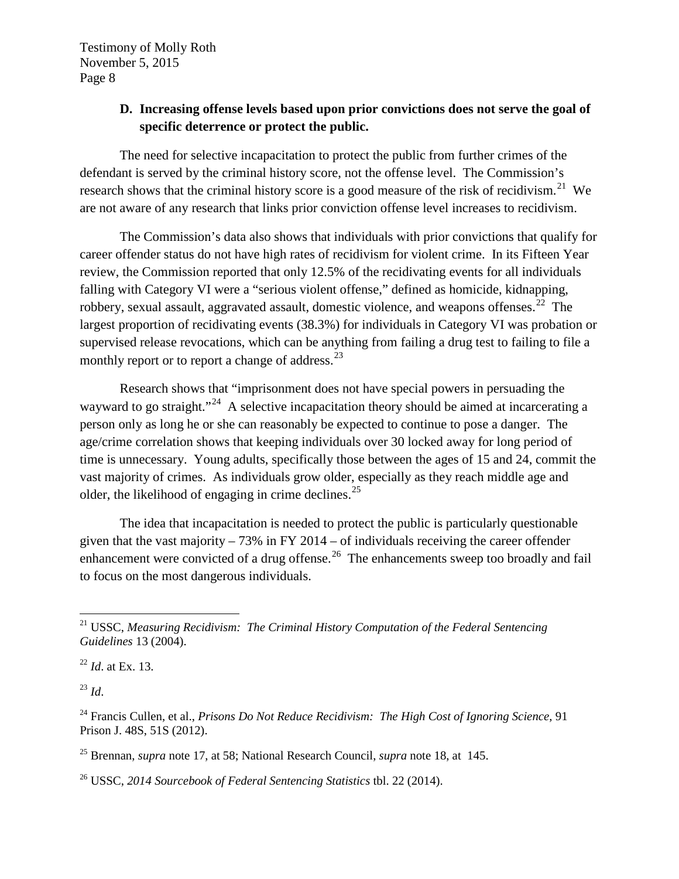### D. Increasing offense levels based upon prior convictions does not serve the goal of specific deterrence or protect the public.

The need for selective incapacitation to protect the public from further crimes of the defendant is served by the criminal history score, not the offense level. The Commission's research shows that the criminal history score is a good measure of the risk of recidivism.[21] We are not aware of any research that links prior conviction offense level increases to recidivism.

The Commission's data also shows that individuals with prior convictions that qualify for career offender status do not have high rates of recidivism for violent crime. In its Fifteen Year review, the Commission reported that only 12.5% of the recidivating events for all individuals falling with Category VI were a "serious violent offense," defined as homicide, kidnapping, robbery, sexual assault, aggravated assault, domestic violence, and weapons offenses.[22] The largest proportion of recidivating events (38.3%) for individuals in Category VI was probation or supervised release revocations, which can be anything from failing a drug test to failing to file a monthly report or to report a change of address.[23]

Research shows that "imprisonment does not have special powers in persuading the wayward to go straight."[24] A selective incapacitation theory should be aimed at incarcerating a person only as long he or she can reasonably be expected to continue to pose a danger. The age/crime correlation shows that keeping individuals over 30 locked away for long period of time is unnecessary. Young adults, specifically those between the ages of 15 and 24, commit the vast majority of crimes. As individuals grow older, especially as they reach middle age and older, the likelihood of engaging in crime declines.[25]

The idea that incapacitation is needed to protect the public is particularly questionable given that the vast majority – 73% in FY 2014 – of individuals receiving the career offender enhancement were convicted of a drug offense.[26] The enhancements sweep too broadly and fail to focus on the most dangerous individuals.

---

[21] USSC, *Measuring Recidivism: The Criminal History Computation of the Federal Sentencing Guidelines* 13 (2004).

[22] *Id*. at Ex. 13.

[23] *Id*.

[24] Francis Cullen, et al., *Prisons Do Not Reduce Recidivism: The High Cost of Ignoring Science*, 91 Prison J. 48S, 51S (2012).

[25] Brennan, *supra* note 17, at 58; National Research Council, *supra* note 18, at 145.

[26] USSC, *2014 Sourcebook of Federal Sentencing Statistics* tbl. 22 (2014).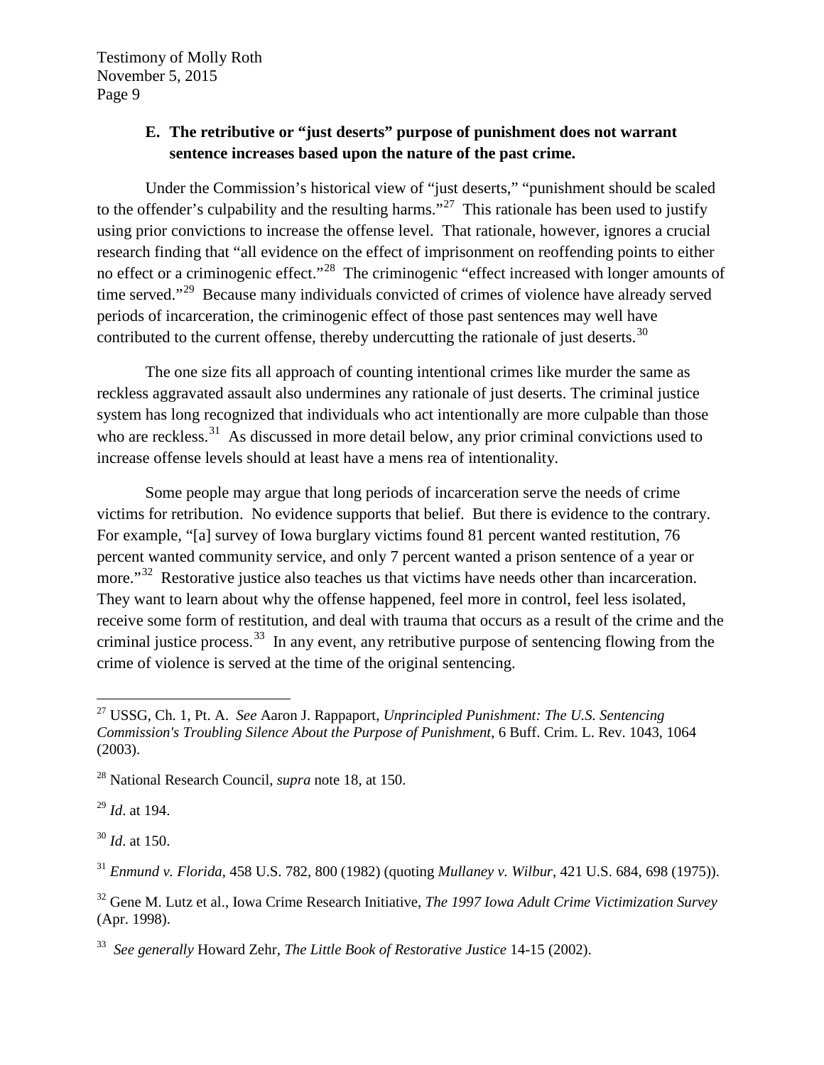### E. The retributive or "just deserts" purpose of punishment does not warrant sentence increases based upon the nature of the past crime.

Under the Commission's historical view of "just deserts," "punishment should be scaled to the offender's culpability and the resulting harms."[27] This rationale has been used to justify using prior convictions to increase the offense level. That rationale, however, ignores a crucial research finding that "all evidence on the effect of imprisonment on reoffending points to either no effect or a criminogenic effect."[28] The criminogenic "effect increased with longer amounts of time served."[29] Because many individuals convicted of crimes of violence have already served periods of incarceration, the criminogenic effect of those past sentences may well have contributed to the current offense, thereby undercutting the rationale of just deserts.[30]

The one size fits all approach of counting intentional crimes like murder the same as reckless aggravated assault also undermines any rationale of just deserts. The criminal justice system has long recognized that individuals who act intentionally are more culpable than those who are reckless.[31] As discussed in more detail below, any prior criminal convictions used to increase offense levels should at least have a mens rea of intentionality.

Some people may argue that long periods of incarceration serve the needs of crime victims for retribution. No evidence supports that belief. But there is evidence to the contrary. For example, "[a] survey of Iowa burglary victims found 81 percent wanted restitution, 76 percent wanted community service, and only 7 percent wanted a prison sentence of a year or more."[32] Restorative justice also teaches us that victims have needs other than incarceration. They want to learn about why the offense happened, feel more in control, feel less isolated, receive some form of restitution, and deal with trauma that occurs as a result of the crime and the criminal justice process.[33] In any event, any retributive purpose of sentencing flowing from the crime of violence is served at the time of the original sentencing.

---

[27] USSG, Ch. 1, Pt. A. *See* Aaron J. Rappaport, *Unprincipled Punishment: The U.S. Sentencing Commission's Troubling Silence About the Purpose of Punishment*, 6 Buff. Crim. L. Rev. 1043, 1064 (2003).

[28] National Research Council, *supra* note 18, at 150.

[29] *Id*. at 194.

[30] *Id*. at 150.

[31] *Enmund v. Florida*, 458 U.S. 782, 800 (1982) (quoting *Mullaney v. Wilbur*, 421 U.S. 684, 698 (1975)).

[32] Gene M. Lutz et al., Iowa Crime Research Initiative, *The 1997 Iowa Adult Crime Victimization Survey* (Apr. 1998).

[33] *See generally* Howard Zehr, *The Little Book of Restorative Justice* 14-15 (2002).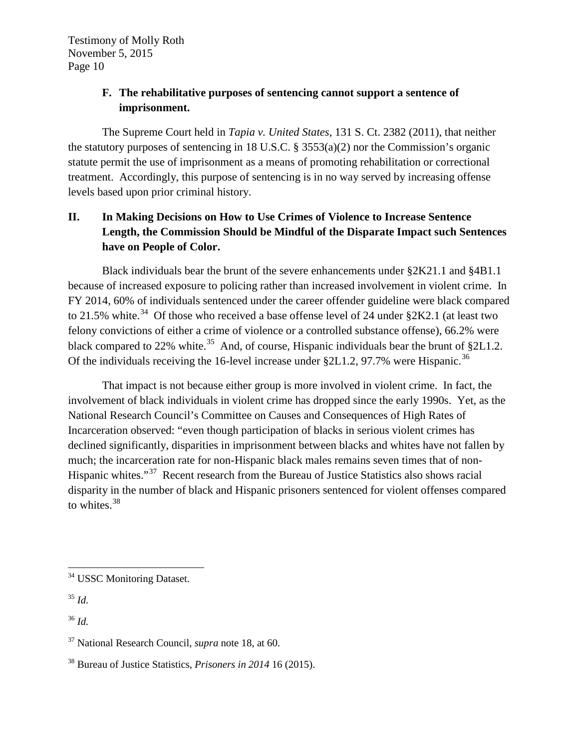### F. The rehabilitative purposes of sentencing cannot support a sentence of imprisonment.

The Supreme Court held in *Tapia v. United States*, 131 S. Ct. 2382 (2011), that neither the statutory purposes of sentencing in 18 U.S.C. § 3553(a)(2) nor the Commission's organic statute permit the use of imprisonment as a means of promoting rehabilitation or correctional treatment. Accordingly, this purpose of sentencing is in no way served by increasing offense levels based upon prior criminal history.

## II. In Making Decisions on How to Use Crimes of Violence to Increase Sentence Length, the Commission Should be Mindful of the Disparate Impact such Sentences have on People of Color.

Black individuals bear the brunt of the severe enhancements under §2K21.1 and §4B1.1 because of increased exposure to policing rather than increased involvement in violent crime. In FY 2014, 60% of individuals sentenced under the career offender guideline were black compared to 21.5% white.[34] Of those who received a base offense level of 24 under §2K2.1 (at least two felony convictions of either a crime of violence or a controlled substance offense), 66.2% were black compared to 22% white.[35] And, of course, Hispanic individuals bear the brunt of §2L1.2. Of the individuals receiving the 16-level increase under §2L1.2, 97.7% were Hispanic.[36]

That impact is not because either group is more involved in violent crime. In fact, the involvement of black individuals in violent crime has dropped since the early 1990s. Yet, as the National Research Council's Committee on Causes and Consequences of High Rates of Incarceration observed: "even though participation of blacks in serious violent crimes has declined significantly, disparities in imprisonment between blacks and whites have not fallen by much; the incarceration rate for non-Hispanic black males remains seven times that of non-Hispanic whites."[37] Recent research from the Bureau of Justice Statistics also shows racial disparity in the number of black and Hispanic prisoners sentenced for violent offenses compared to whites.[38]

---

[34] USSC Monitoring Dataset.

[35] *Id.*

[36] *Id.*

[37] National Research Council, *supra* note 18, at 60.

[38] Bureau of Justice Statistics, *Prisoners in 2014* 16 (2015).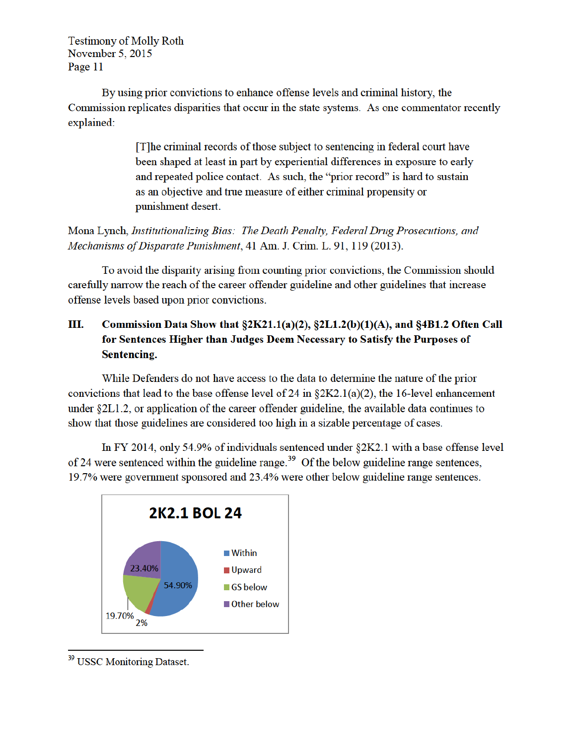By using prior convictions to enhance offense levels and criminal history, the Commission replicates disparities that occur in the state systems. As one commentator recently explained:

> [T]he criminal records of those subject to sentencing in federal court have been shaped at least in part by experiential differences in exposure to early and repeated police contact. As such, the "prior record" is hard to sustain as an objective and true measure of either criminal propensity or punishment desert.

Mona Lynch, *Institutionalizing Bias: The Death Penalty, Federal Drug Prosecutions, and Mechanisms of Disparate Punishment*, 41 Am. J. Crim. L. 91, 119 (2013).

To avoid the disparity arising from counting prior convictions, the Commission should carefully narrow the reach of the career offender guideline and other guidelines that increase offense levels based upon prior convictions.

## III. Commission Data Show that §2K21.1(a)(2), §2L1.2(b)(1)(A), and §4B1.2 Often Call for Sentences Higher than Judges Deem Necessary to Satisfy the Purposes of Sentencing.

While Defenders do not have access to the data to determine the nature of the prior convictions that lead to the base offense level of 24 in §2K2.1(a)(2), the 16-level enhancement under §2L1.2, or application of the career offender guideline, the available data continues to show that those guidelines are considered too high in a sizable percentage of cases.

In FY 2014, only 54.9% of individuals sentenced under §2K2.1 with a base offense level of 24 were sentenced within the guideline range.[39] Of the below guideline range sentences, 19.7% were government sponsored and 23.4% were other below guideline range sentences.

**2K2.1 BOL 24**

| Category | Percentage |
|---|---|
| Within | 54.90% |
| Upward | 2% |
| GS below | 19.70% |
| Other below | 23.40% |

[39] USSC Monitoring Dataset.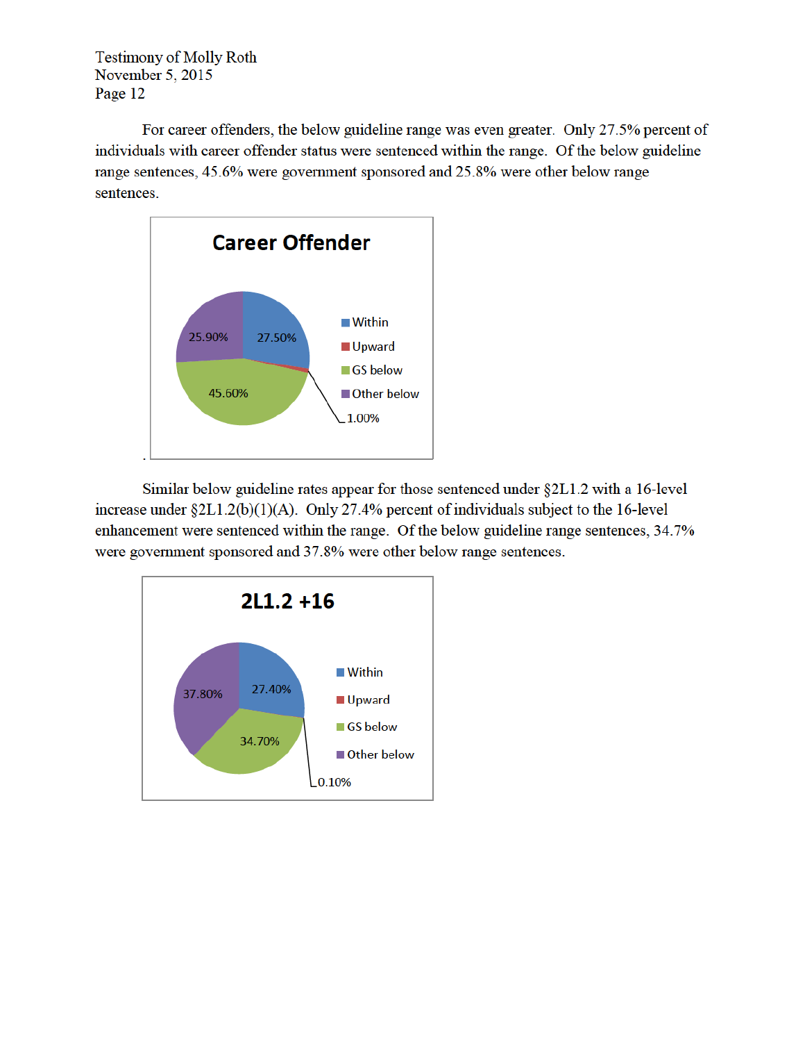For career offenders, the below guideline range was even greater. Only 27.5% percent of individuals with career offender status were sentenced within the range. Of the below guideline range sentences, 45.6% were government sponsored and 25.8% were other below range sentences.

**Career Offender**

| Category | Percent |
| --- | --- |
| Within | 27.50% |
| Upward | 1.00% |
| GS below | 45.60% |
| Other below | 25.90% |

.

Similar below guideline rates appear for those sentenced under §2L1.2 with a 16-level increase under §2L1.2(b)(1)(A). Only 27.4% percent of individuals subject to the 16-level enhancement were sentenced within the range. Of the below guideline range sentences, 34.7% were government sponsored and 37.8% were other below range sentences.

**2L1.2 +16**

| Category | Percent |
| --- | --- |
| Within | 27.40% |
| Upward | 0.10% |
| GS below | 34.70% |
| Other below | 37.80% |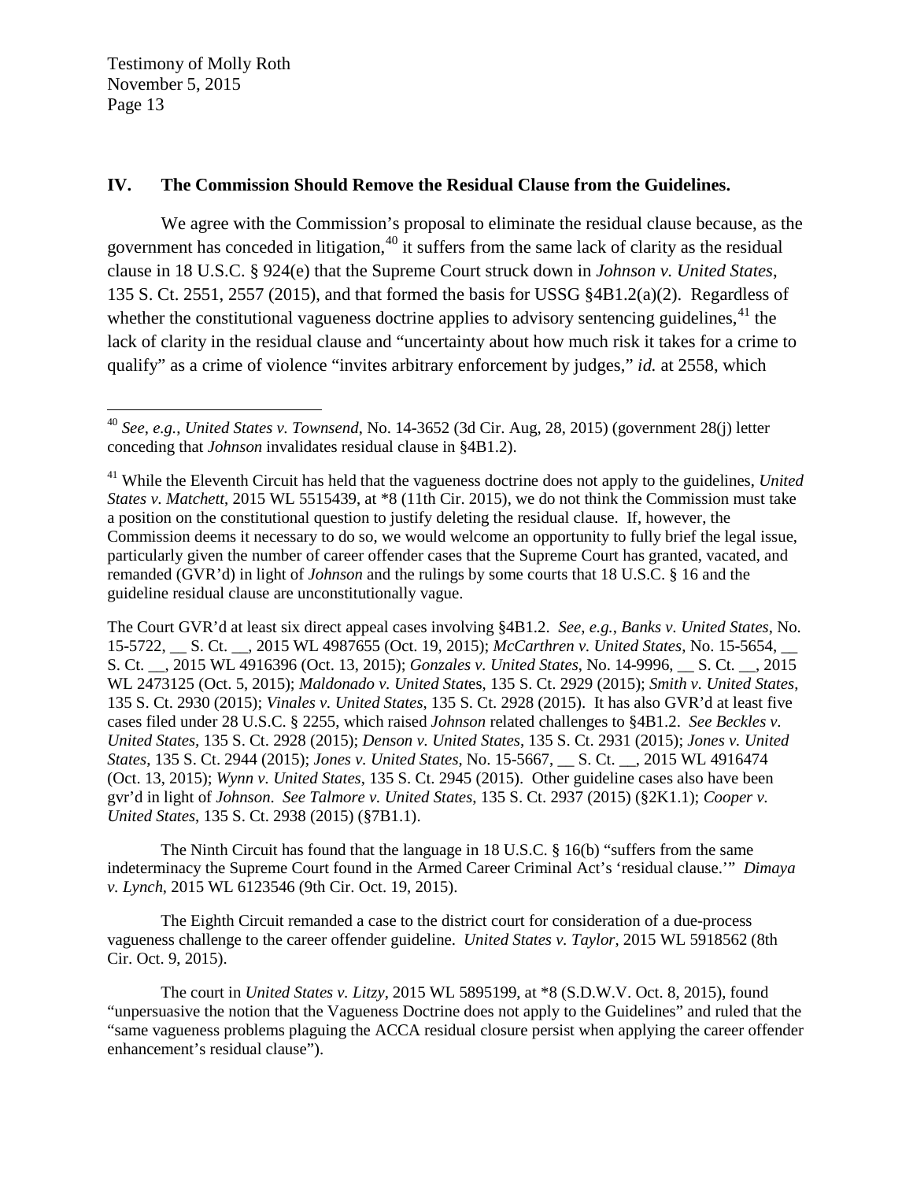## IV. The Commission Should Remove the Residual Clause from the Guidelines.

We agree with the Commission's proposal to eliminate the residual clause because, as the government has conceded in litigation,[40] it suffers from the same lack of clarity as the residual clause in 18 U.S.C. § 924(e) that the Supreme Court struck down in *Johnson v. United States*, 135 S. Ct. 2551, 2557 (2015), and that formed the basis for USSG §4B1.2(a)(2). Regardless of whether the constitutional vagueness doctrine applies to advisory sentencing guidelines,[41] the lack of clarity in the residual clause and "uncertainty about how much risk it takes for a crime to qualify" as a crime of violence "invites arbitrary enforcement by judges," *id.* at 2558, which

---

[40] *See, e.g.*, *United States v. Townsend*, No. 14-3652 (3d Cir. Aug, 28, 2015) (government 28(j) letter conceding that *Johnson* invalidates residual clause in §4B1.2).

[41] While the Eleventh Circuit has held that the vagueness doctrine does not apply to the guidelines, *United States v. Matchett*, 2015 WL 5515439, at *8 (11th Cir. 2015), we do not think the Commission must take a position on the constitutional question to justify deleting the residual clause. If, however, the Commission deems it necessary to do so, we would welcome an opportunity to fully brief the legal issue, particularly given the number of career offender cases that the Supreme Court has granted, vacated, and remanded (GVR'd) in light of *Johnson* and the rulings by some courts that 18 U.S.C. § 16 and the guideline residual clause are unconstitutionally vague.

The Court GVR'd at least six direct appeal cases involving §4B1.2. *See, e.g.*, *Banks v. United States*, No. 15-5722, __ S. Ct. __, 2015 WL 4987655 (Oct. 19, 2015); *McCarthren v. United States*, No. 15-5654, __ S. Ct. __, 2015 WL 4916396 (Oct. 13, 2015); *Gonzales v. United States*, No. 14-9996, __ S. Ct. __, 2015 WL 2473125 (Oct. 5, 2015); *Maldonado v. United States*, 135 S. Ct. 2929 (2015); *Smith v. United States*, 135 S. Ct. 2930 (2015); *Vinales v. United States*, 135 S. Ct. 2928 (2015). It has also GVR'd at least five cases filed under 28 U.S.C. § 2255, which raised *Johnson* related challenges to §4B1.2. *See Beckles v. United States*, 135 S. Ct. 2928 (2015); *Denson v. United States*, 135 S. Ct. 2931 (2015); *Jones v. United States*, 135 S. Ct. 2944 (2015); *Jones v. United States*, No. 15-5667, __ S. Ct. __, 2015 WL 4916474 (Oct. 13, 2015); *Wynn v. United States*, 135 S. Ct. 2945 (2015). Other guideline cases also have been gvr'd in light of *Johnson*. *See Talmore v. United States*, 135 S. Ct. 2937 (2015) (§2K1.1); *Cooper v. United States*, 135 S. Ct. 2938 (2015) (§7B1.1).

The Ninth Circuit has found that the language in 18 U.S.C. § 16(b) "suffers from the same indeterminacy the Supreme Court found in the Armed Career Criminal Act's 'residual clause.'" *Dimaya v. Lynch*, 2015 WL 6123546 (9th Cir. Oct. 19, 2015).

The Eighth Circuit remanded a case to the district court for consideration of a due-process vagueness challenge to the career offender guideline. *United States v. Taylor*, 2015 WL 5918562 (8th Cir. Oct. 9, 2015).

The court in *United States v. Litzy*, 2015 WL 5895199, at *8 (S.D.W.V. Oct. 8, 2015), found "unpersuasive the notion that the Vagueness Doctrine does not apply to the Guidelines" and ruled that the "same vagueness problems plaguing the ACCA residual closure persist when applying the career offender enhancement's residual clause").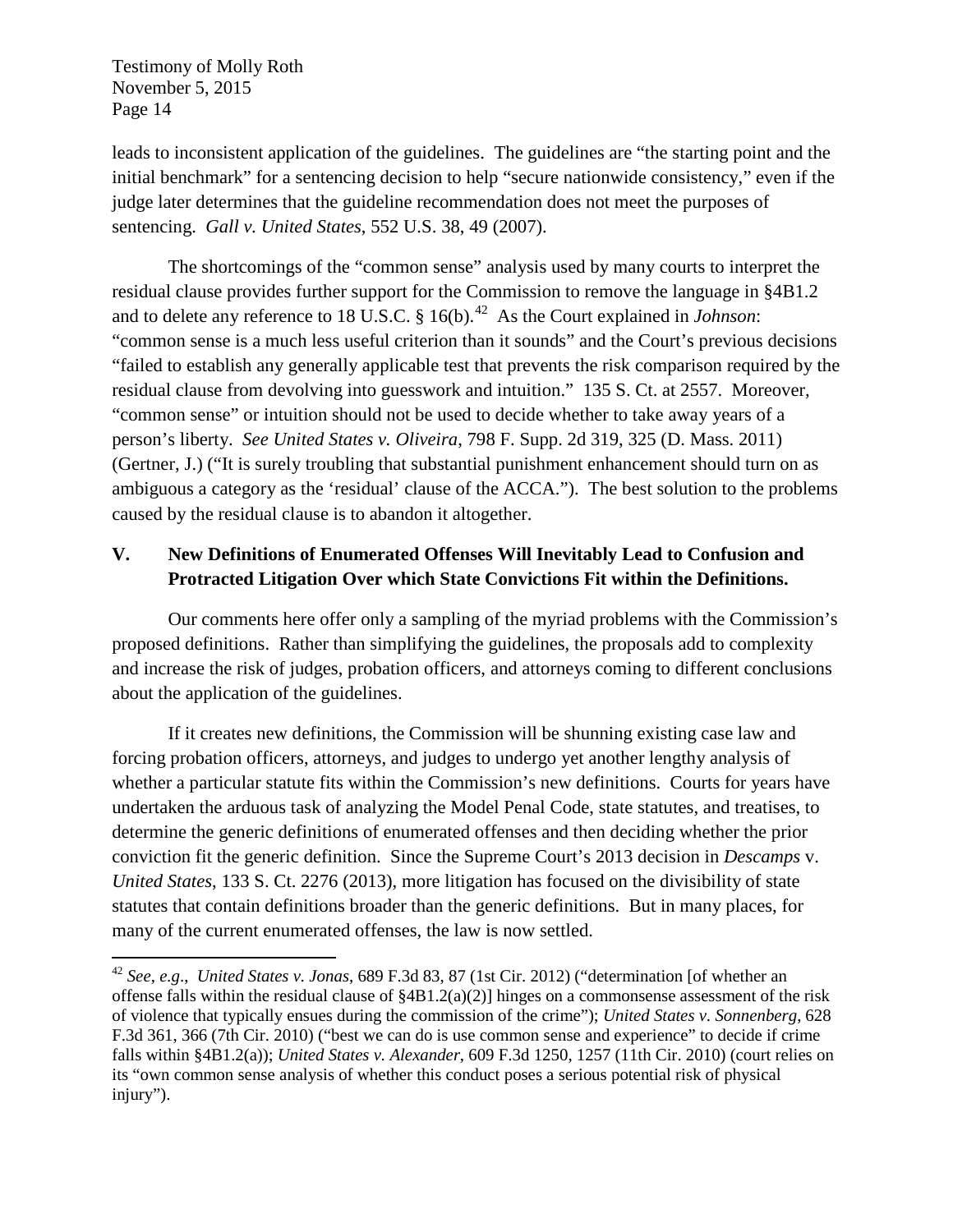leads to inconsistent application of the guidelines. The guidelines are "the starting point and the initial benchmark" for a sentencing decision to help "secure nationwide consistency," even if the judge later determines that the guideline recommendation does not meet the purposes of sentencing. *Gall v. United States*, 552 U.S. 38, 49 (2007).

The shortcomings of the "common sense" analysis used by many courts to interpret the residual clause provides further support for the Commission to remove the language in §4B1.2 and to delete any reference to 18 U.S.C. § 16(b).[42] As the Court explained in *Johnson*: "common sense is a much less useful criterion than it sounds" and the Court's previous decisions "failed to establish any generally applicable test that prevents the risk comparison required by the residual clause from devolving into guesswork and intuition." 135 S. Ct. at 2557. Moreover, "common sense" or intuition should not be used to decide whether to take away years of a person's liberty. *See United States v. Oliveira*, 798 F. Supp. 2d 319, 325 (D. Mass. 2011) (Gertner, J.) ("It is surely troubling that substantial punishment enhancement should turn on as ambiguous a category as the 'residual' clause of the ACCA."). The best solution to the problems caused by the residual clause is to abandon it altogether.

## V. New Definitions of Enumerated Offenses Will Inevitably Lead to Confusion and Protracted Litigation Over which State Convictions Fit within the Definitions.

Our comments here offer only a sampling of the myriad problems with the Commission's proposed definitions. Rather than simplifying the guidelines, the proposals add to complexity and increase the risk of judges, probation officers, and attorneys coming to different conclusions about the application of the guidelines.

If it creates new definitions, the Commission will be shunning existing case law and forcing probation officers, attorneys, and judges to undergo yet another lengthy analysis of whether a particular statute fits within the Commission's new definitions. Courts for years have undertaken the arduous task of analyzing the Model Penal Code, state statutes, and treatises, to determine the generic definitions of enumerated offenses and then deciding whether the prior conviction fit the generic definition. Since the Supreme Court's 2013 decision in *Descamps* v. *United States*, 133 S. Ct. 2276 (2013), more litigation has focused on the divisibility of state statutes that contain definitions broader than the generic definitions. But in many places, for many of the current enumerated offenses, the law is now settled.

---

[42] *See, e.g., United States v. Jonas*, 689 F.3d 83, 87 (1st Cir. 2012) ("determination [of whether an offense falls within the residual clause of §4B1.2(a)(2)] hinges on a commonsense assessment of the risk of violence that typically ensues during the commission of the crime"); *United States v. Sonnenberg*, 628 F.3d 361, 366 (7th Cir. 2010) ("best we can do is use common sense and experience" to decide if crime falls within §4B1.2(a)); *United States v. Alexander*, 609 F.3d 1250, 1257 (11th Cir. 2010) (court relies on its "own common sense analysis of whether this conduct poses a serious potential risk of physical injury").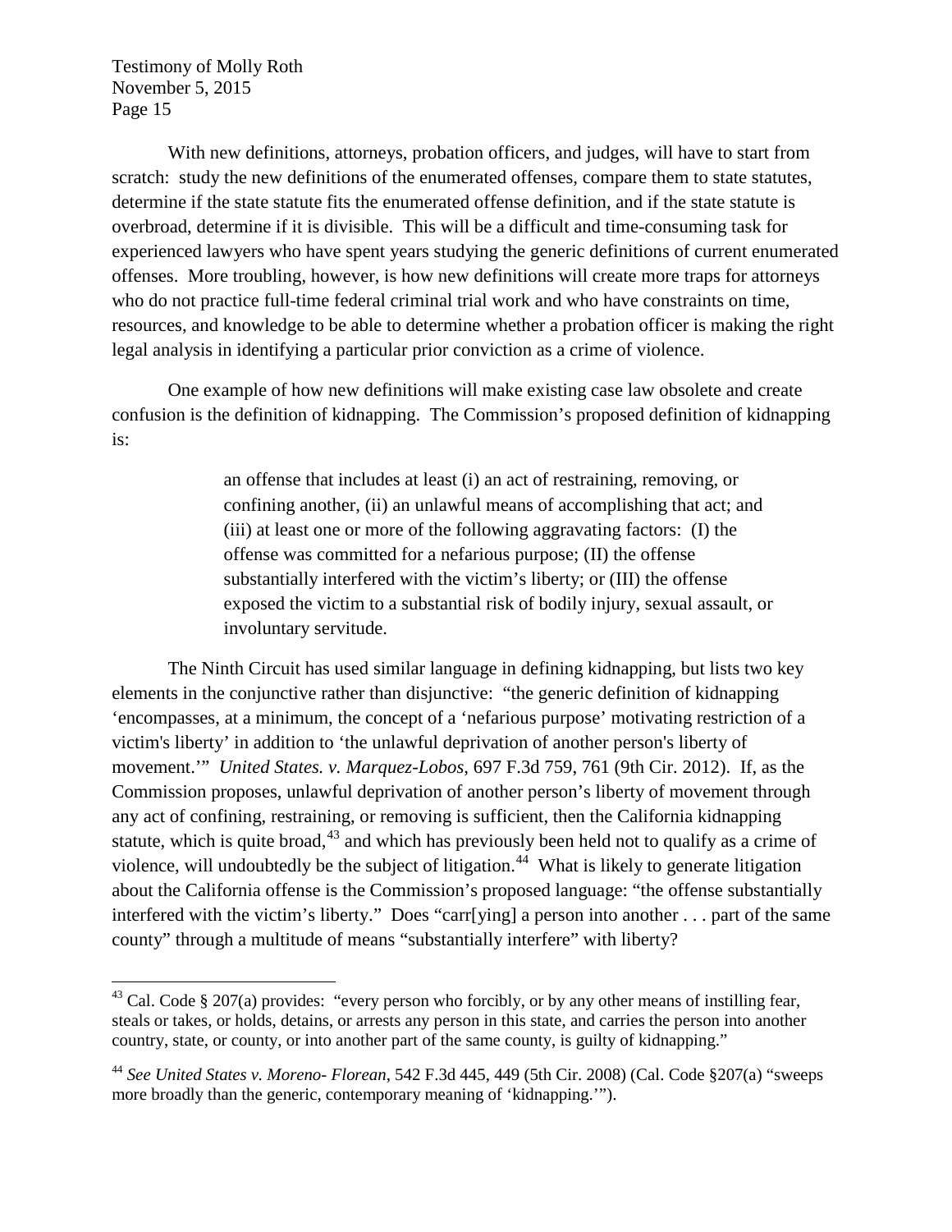With new definitions, attorneys, probation officers, and judges, will have to start from scratch: study the new definitions of the enumerated offenses, compare them to state statutes, determine if the state statute fits the enumerated offense definition, and if the state statute is overbroad, determine if it is divisible. This will be a difficult and time-consuming task for experienced lawyers who have spent years studying the generic definitions of current enumerated offenses. More troubling, however, is how new definitions will create more traps for attorneys who do not practice full-time federal criminal trial work and who have constraints on time, resources, and knowledge to be able to determine whether a probation officer is making the right legal analysis in identifying a particular prior conviction as a crime of violence.

One example of how new definitions will make existing case law obsolete and create confusion is the definition of kidnapping. The Commission's proposed definition of kidnapping is:

> an offense that includes at least (i) an act of restraining, removing, or confining another, (ii) an unlawful means of accomplishing that act; and (iii) at least one or more of the following aggravating factors: (I) the offense was committed for a nefarious purpose; (II) the offense substantially interfered with the victim's liberty; or (III) the offense exposed the victim to a substantial risk of bodily injury, sexual assault, or involuntary servitude.

The Ninth Circuit has used similar language in defining kidnapping, but lists two key elements in the conjunctive rather than disjunctive: "the generic definition of kidnapping 'encompasses, at a minimum, the concept of a 'nefarious purpose' motivating restriction of a victim's liberty' in addition to 'the unlawful deprivation of another person's liberty of movement.'" *United States. v. Marquez-Lobos*, 697 F.3d 759, 761 (9th Cir. 2012). If, as the Commission proposes, unlawful deprivation of another person's liberty of movement through any act of confining, restraining, or removing is sufficient, then the California kidnapping statute, which is quite broad,[43] and which has previously been held not to qualify as a crime of violence, will undoubtedly be the subject of litigation.[44] What is likely to generate litigation about the California offense is the Commission's proposed language: "the offense substantially interfered with the victim's liberty." Does "carr[ying] a person into another . . . part of the same county" through a multitude of means "substantially interfere" with liberty?

[43] Cal. Code § 207(a) provides: "every person who forcibly, or by any other means of instilling fear, steals or takes, or holds, detains, or arrests any person in this state, and carries the person into another country, state, or county, or into another part of the same county, is guilty of kidnapping."

[44] *See United States v. Moreno- Florean*, 542 F.3d 445, 449 (5th Cir. 2008) (Cal. Code §207(a) "sweeps more broadly than the generic, contemporary meaning of 'kidnapping.'").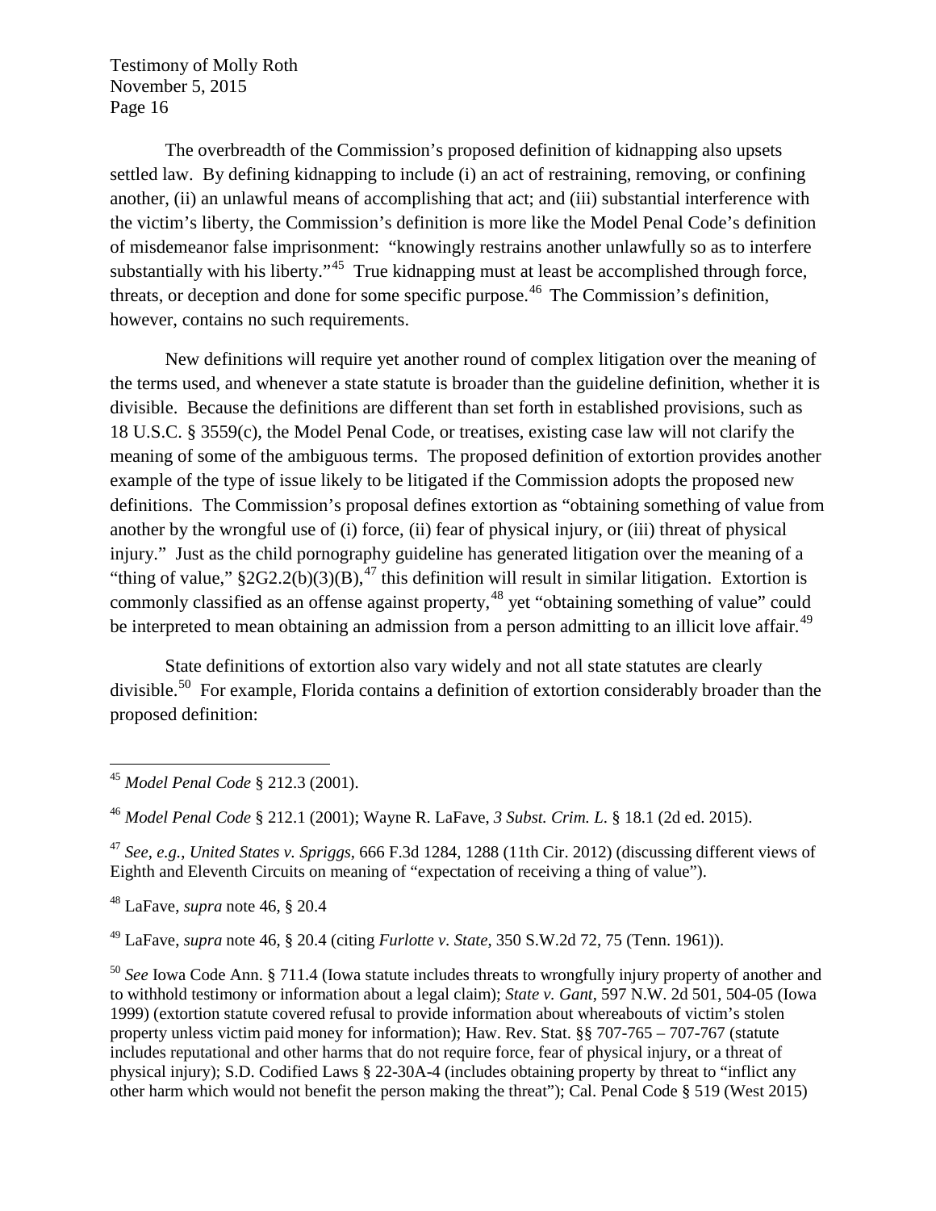The overbreadth of the Commission's proposed definition of kidnapping also upsets settled law. By defining kidnapping to include (i) an act of restraining, removing, or confining another, (ii) an unlawful means of accomplishing that act; and (iii) substantial interference with the victim's liberty, the Commission's definition is more like the Model Penal Code's definition of misdemeanor false imprisonment: "knowingly restrains another unlawfully so as to interfere substantially with his liberty."[45] True kidnapping must at least be accomplished through force, threats, or deception and done for some specific purpose.[46] The Commission's definition, however, contains no such requirements.

New definitions will require yet another round of complex litigation over the meaning of the terms used, and whenever a state statute is broader than the guideline definition, whether it is divisible. Because the definitions are different than set forth in established provisions, such as 18 U.S.C. § 3559(c), the Model Penal Code, or treatises, existing case law will not clarify the meaning of some of the ambiguous terms. The proposed definition of extortion provides another example of the type of issue likely to be litigated if the Commission adopts the proposed new definitions. The Commission's proposal defines extortion as "obtaining something of value from another by the wrongful use of (i) force, (ii) fear of physical injury, or (iii) threat of physical injury." Just as the child pornography guideline has generated litigation over the meaning of a "thing of value," §2G2.2(b)(3)(B),[47] this definition will result in similar litigation. Extortion is commonly classified as an offense against property,[48] yet "obtaining something of value" could be interpreted to mean obtaining an admission from a person admitting to an illicit love affair.[49]

State definitions of extortion also vary widely and not all state statutes are clearly divisible.[50] For example, Florida contains a definition of extortion considerably broader than the proposed definition:

---

[45] *Model Penal Code* § 212.3 (2001).

[46] *Model Penal Code* § 212.1 (2001); Wayne R. LaFave, *3 Subst. Crim. L.* § 18.1 (2d ed. 2015).

[47] *See, e.g.*, *United States v. Spriggs*, 666 F.3d 1284, 1288 (11th Cir. 2012) (discussing different views of Eighth and Eleventh Circuits on meaning of "expectation of receiving a thing of value").

[48] LaFave, *supra* note 46, § 20.4

[49] LaFave, *supra* note 46, § 20.4 (citing *Furlotte v. State*, 350 S.W.2d 72, 75 (Tenn. 1961)).

[50] *See* Iowa Code Ann. § 711.4 (Iowa statute includes threats to wrongfully injury property of another and to withhold testimony or information about a legal claim); *State v. Gant*, 597 N.W. 2d 501, 504-05 (Iowa 1999) (extortion statute covered refusal to provide information about whereabouts of victim's stolen property unless victim paid money for information); Haw. Rev. Stat. §§ 707-765 – 707-767 (statute includes reputational and other harms that do not require force, fear of physical injury, or a threat of physical injury); S.D. Codified Laws § 22-30A-4 (includes obtaining property by threat to "inflict any other harm which would not benefit the person making the threat"); Cal. Penal Code § 519 (West 2015)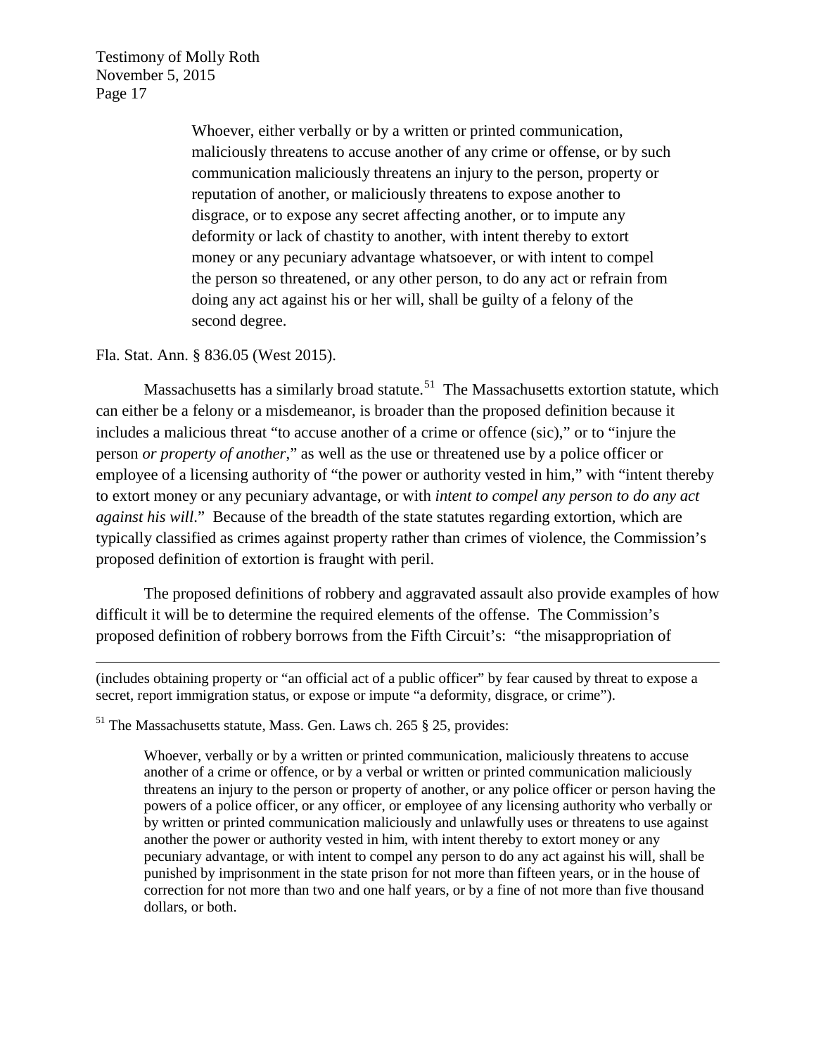> Whoever, either verbally or by a written or printed communication, maliciously threatens to accuse another of any crime or offense, or by such communication maliciously threatens an injury to the person, property or reputation of another, or maliciously threatens to expose another to disgrace, or to expose any secret affecting another, or to impute any deformity or lack of chastity to another, with intent thereby to extort money or any pecuniary advantage whatsoever, or with intent to compel the person so threatened, or any other person, to do any act or refrain from doing any act against his or her will, shall be guilty of a felony of the second degree.

Fla. Stat. Ann. § 836.05 (West 2015).

Massachusetts has a similarly broad statute.[51] The Massachusetts extortion statute, which can either be a felony or a misdemeanor, is broader than the proposed definition because it includes a malicious threat "to accuse another of a crime or offence (sic)," or to "injure the person *or property of another*," as well as the use or threatened use by a police officer or employee of a licensing authority of "the power or authority vested in him," with "intent thereby to extort money or any pecuniary advantage, or with *intent to compel any person to do any act against his will*." Because of the breadth of the state statutes regarding extortion, which are typically classified as crimes against property rather than crimes of violence, the Commission's proposed definition of extortion is fraught with peril.

The proposed definitions of robbery and aggravated assault also provide examples of how difficult it will be to determine the required elements of the offense. The Commission's proposed definition of robbery borrows from the Fifth Circuit's: "the misappropriation of

---

(includes obtaining property or "an official act of a public officer" by fear caused by threat to expose a secret, report immigration status, or expose or impute "a deformity, disgrace, or crime").

[51] The Massachusetts statute, Mass. Gen. Laws ch. 265 § 25, provides:

> Whoever, verbally or by a written or printed communication, maliciously threatens to accuse another of a crime or offence, or by a verbal or written or printed communication maliciously threatens an injury to the person or property of another, or any police officer or person having the powers of a police officer, or any officer, or employee of any licensing authority who verbally or by written or printed communication maliciously and unlawfully uses or threatens to use against another the power or authority vested in him, with intent thereby to extort money or any pecuniary advantage, or with intent to compel any person to do any act against his will, shall be punished by imprisonment in the state prison for not more than fifteen years, or in the house of correction for not more than two and one half years, or by a fine of not more than five thousand dollars, or both.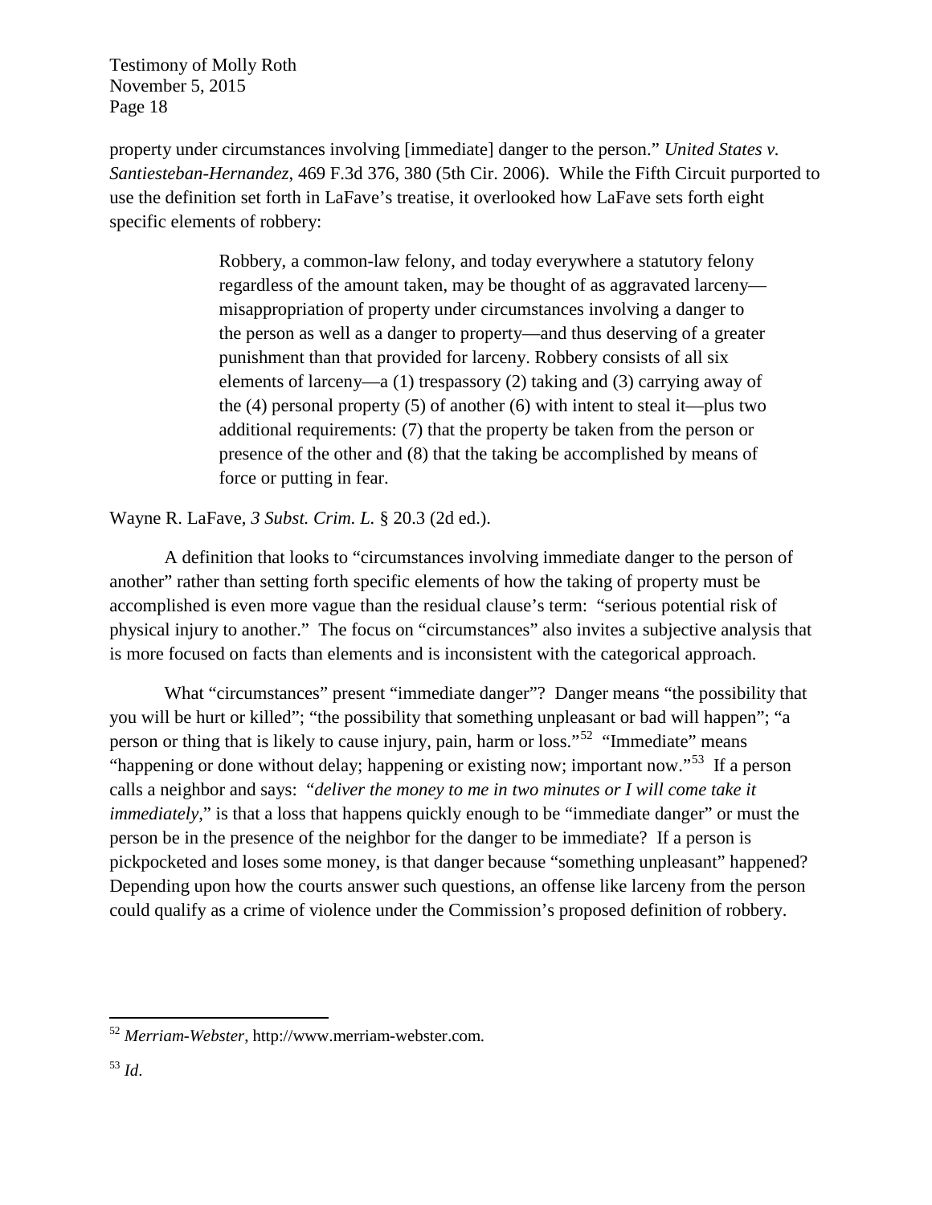property under circumstances involving [immediate] danger to the person." *United States v. Santiesteban-Hernandez*, 469 F.3d 376, 380 (5th Cir. 2006). While the Fifth Circuit purported to use the definition set forth in LaFave's treatise, it overlooked how LaFave sets forth eight specific elements of robbery:

> Robbery, a common-law felony, and today everywhere a statutory felony regardless of the amount taken, may be thought of as aggravated larceny—misappropriation of property under circumstances involving a danger to the person as well as a danger to property—and thus deserving of a greater punishment than that provided for larceny. Robbery consists of all six elements of larceny—a (1) trespassory (2) taking and (3) carrying away of the (4) personal property (5) of another (6) with intent to steal it—plus two additional requirements: (7) that the property be taken from the person or presence of the other and (8) that the taking be accomplished by means of force or putting in fear.

Wayne R. LaFave, *3 Subst. Crim. L.* § 20.3 (2d ed.).

A definition that looks to "circumstances involving immediate danger to the person of another" rather than setting forth specific elements of how the taking of property must be accomplished is even more vague than the residual clause's term: "serious potential risk of physical injury to another." The focus on "circumstances" also invites a subjective analysis that is more focused on facts than elements and is inconsistent with the categorical approach.

What "circumstances" present "immediate danger"? Danger means "the possibility that you will be hurt or killed"; "the possibility that something unpleasant or bad will happen"; "a person or thing that is likely to cause injury, pain, harm or loss."[52] "Immediate" means "happening or done without delay; happening or existing now; important now."[53] If a person calls a neighbor and says: "*deliver the money to me in two minutes or I will come take it immediately*," is that a loss that happens quickly enough to be "immediate danger" or must the person be in the presence of the neighbor for the danger to be immediate? If a person is pickpocketed and loses some money, is that danger because "something unpleasant" happened? Depending upon how the courts answer such questions, an offense like larceny from the person could qualify as a crime of violence under the Commission's proposed definition of robbery.

---

[52] *Merriam-Webster*, http://www.merriam-webster.com.

[53] *Id*.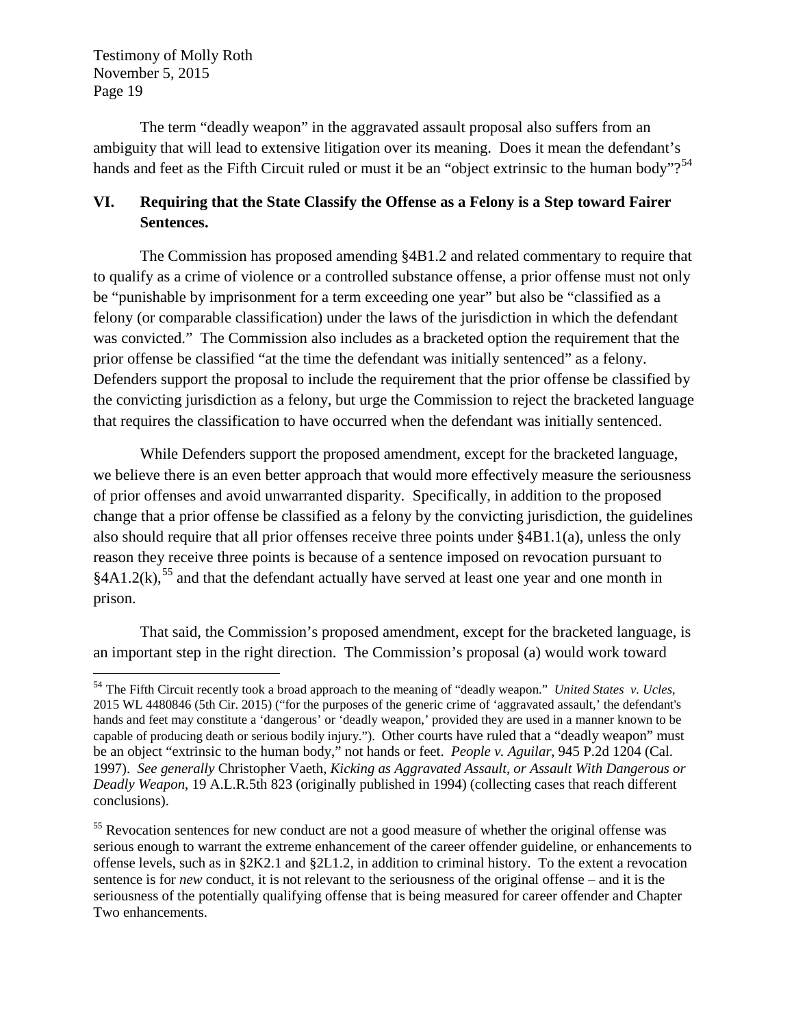The term "deadly weapon" in the aggravated assault proposal also suffers from an ambiguity that will lead to extensive litigation over its meaning. Does it mean the defendant's hands and feet as the Fifth Circuit ruled or must it be an "object extrinsic to the human body"?[54]

## VI. Requiring that the State Classify the Offense as a Felony is a Step toward Fairer Sentences.

The Commission has proposed amending §4B1.2 and related commentary to require that to qualify as a crime of violence or a controlled substance offense, a prior offense must not only be "punishable by imprisonment for a term exceeding one year" but also be "classified as a felony (or comparable classification) under the laws of the jurisdiction in which the defendant was convicted." The Commission also includes as a bracketed option the requirement that the prior offense be classified "at the time the defendant was initially sentenced" as a felony. Defenders support the proposal to include the requirement that the prior offense be classified by the convicting jurisdiction as a felony, but urge the Commission to reject the bracketed language that requires the classification to have occurred when the defendant was initially sentenced.

While Defenders support the proposed amendment, except for the bracketed language, we believe there is an even better approach that would more effectively measure the seriousness of prior offenses and avoid unwarranted disparity. Specifically, in addition to the proposed change that a prior offense be classified as a felony by the convicting jurisdiction, the guidelines also should require that all prior offenses receive three points under §4B1.1(a), unless the only reason they receive three points is because of a sentence imposed on revocation pursuant to §4A1.2(k),[55] and that the defendant actually have served at least one year and one month in prison.

That said, the Commission's proposed amendment, except for the bracketed language, is an important step in the right direction. The Commission's proposal (a) would work toward

---

[54] The Fifth Circuit recently took a broad approach to the meaning of "deadly weapon." *United States v. Ucles*, 2015 WL 4480846 (5th Cir. 2015) ("for the purposes of the generic crime of 'aggravated assault,' the defendant's hands and feet may constitute a 'dangerous' or 'deadly weapon,' provided they are used in a manner known to be capable of producing death or serious bodily injury."). Other courts have ruled that a "deadly weapon" must be an object "extrinsic to the human body," not hands or feet. *People v. Aguilar*, 945 P.2d 1204 (Cal. 1997). *See generally* Christopher Vaeth, *Kicking as Aggravated Assault, or Assault With Dangerous or Deadly Weapon*, 19 A.L.R.5th 823 (originally published in 1994) (collecting cases that reach different conclusions).

[55] Revocation sentences for new conduct are not a good measure of whether the original offense was serious enough to warrant the extreme enhancement of the career offender guideline, or enhancements to offense levels, such as in §2K2.1 and §2L1.2, in addition to criminal history. To the extent a revocation sentence is for *new* conduct, it is not relevant to the seriousness of the original offense – and it is the seriousness of the potentially qualifying offense that is being measured for career offender and Chapter Two enhancements.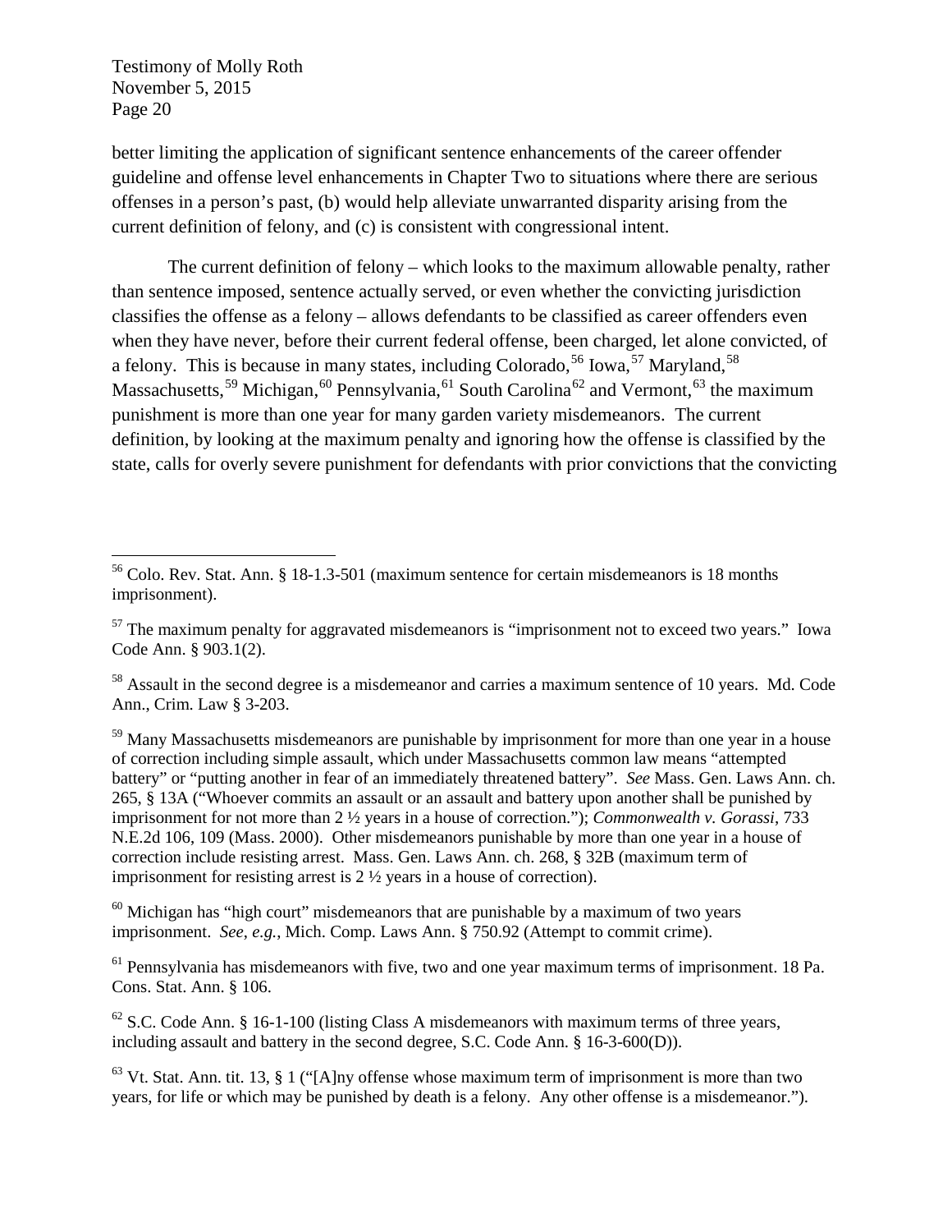better limiting the application of significant sentence enhancements of the career offender guideline and offense level enhancements in Chapter Two to situations where there are serious offenses in a person's past, (b) would help alleviate unwarranted disparity arising from the current definition of felony, and (c) is consistent with congressional intent.

The current definition of felony – which looks to the maximum allowable penalty, rather than sentence imposed, sentence actually served, or even whether the convicting jurisdiction classifies the offense as a felony – allows defendants to be classified as career offenders even when they have never, before their current federal offense, been charged, let alone convicted, of a felony. This is because in many states, including Colorado,[56] Iowa,[57] Maryland,[58] Massachusetts,[59] Michigan,[60] Pennsylvania,[61] South Carolina[62] and Vermont,[63] the maximum punishment is more than one year for many garden variety misdemeanors. The current definition, by looking at the maximum penalty and ignoring how the offense is classified by the state, calls for overly severe punishment for defendants with prior convictions that the convicting

---

[56] Colo. Rev. Stat. Ann. § 18-1.3-501 (maximum sentence for certain misdemeanors is 18 months imprisonment).

[57] The maximum penalty for aggravated misdemeanors is "imprisonment not to exceed two years." Iowa Code Ann. § 903.1(2).

[58] Assault in the second degree is a misdemeanor and carries a maximum sentence of 10 years. Md. Code Ann., Crim. Law § 3-203.

[59] Many Massachusetts misdemeanors are punishable by imprisonment for more than one year in a house of correction including simple assault, which under Massachusetts common law means "attempted battery" or "putting another in fear of an immediately threatened battery". *See* Mass. Gen. Laws Ann. ch. 265, § 13A ("Whoever commits an assault or an assault and battery upon another shall be punished by imprisonment for not more than 2 ½ years in a house of correction."); *Commonwealth v. Gorassi*, 733 N.E.2d 106, 109 (Mass. 2000). Other misdemeanors punishable by more than one year in a house of correction include resisting arrest. Mass. Gen. Laws Ann. ch. 268, § 32B (maximum term of imprisonment for resisting arrest is 2 ½ years in a house of correction).

[60] Michigan has "high court" misdemeanors that are punishable by a maximum of two years imprisonment. *See*, *e.g.*, Mich. Comp. Laws Ann. § 750.92 (Attempt to commit crime).

[61] Pennsylvania has misdemeanors with five, two and one year maximum terms of imprisonment. 18 Pa. Cons. Stat. Ann. § 106.

[62] S.C. Code Ann. § 16-1-100 (listing Class A misdemeanors with maximum terms of three years, including assault and battery in the second degree, S.C. Code Ann. § 16-3-600(D)).

[63] Vt. Stat. Ann. tit. 13, § 1 ("[A]ny offense whose maximum term of imprisonment is more than two years, for life or which may be punished by death is a felony. Any other offense is a misdemeanor.").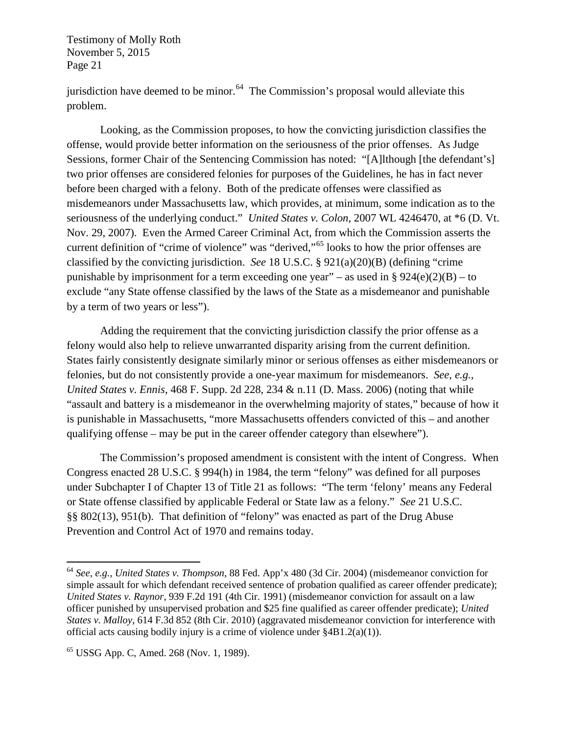jurisdiction have deemed to be minor.[64] The Commission's proposal would alleviate this problem.

Looking, as the Commission proposes, to how the convicting jurisdiction classifies the offense, would provide better information on the seriousness of the prior offenses. As Judge Sessions, former Chair of the Sentencing Commission has noted: "[A]lthough [the defendant's] two prior offenses are considered felonies for purposes of the Guidelines, he has in fact never before been charged with a felony. Both of the predicate offenses were classified as misdemeanors under Massachusetts law, which provides, at minimum, some indication as to the seriousness of the underlying conduct." *United States v. Colon*, 2007 WL 4246470, at *6 (D. Vt. Nov. 29, 2007). Even the Armed Career Criminal Act, from which the Commission asserts the current definition of "crime of violence" was "derived,"[65] looks to how the prior offenses are classified by the convicting jurisdiction. *See* 18 U.S.C. § 921(a)(20)(B) (defining "crime punishable by imprisonment for a term exceeding one year" – as used in § 924(e)(2)(B) – to exclude "any State offense classified by the laws of the State as a misdemeanor and punishable by a term of two years or less").

Adding the requirement that the convicting jurisdiction classify the prior offense as a felony would also help to relieve unwarranted disparity arising from the current definition. States fairly consistently designate similarly minor or serious offenses as either misdemeanors or felonies, but do not consistently provide a one-year maximum for misdemeanors. *See, e.g.*, *United States v. Ennis*, 468 F. Supp. 2d 228, 234 & n.11 (D. Mass. 2006) (noting that while "assault and battery is a misdemeanor in the overwhelming majority of states," because of how it is punishable in Massachusetts, "more Massachusetts offenders convicted of this – and another qualifying offense – may be put in the career offender category than elsewhere").

The Commission's proposed amendment is consistent with the intent of Congress. When Congress enacted 28 U.S.C. § 994(h) in 1984, the term "felony" was defined for all purposes under Subchapter I of Chapter 13 of Title 21 as follows: "The term 'felony' means any Federal or State offense classified by applicable Federal or State law as a felony." *See* 21 U.S.C. §§ 802(13), 951(b). That definition of "felony" was enacted as part of the Drug Abuse Prevention and Control Act of 1970 and remains today.

---

[64] *See, e.g.*, *United States v. Thompson*, 88 Fed. App'x 480 (3d Cir. 2004) (misdemeanor conviction for simple assault for which defendant received sentence of probation qualified as career offender predicate); *United States v. Raynor*, 939 F.2d 191 (4th Cir. 1991) (misdemeanor conviction for assault on a law officer punished by unsupervised probation and $25 fine qualified as career offender predicate); *United States v. Malloy*, 614 F.3d 852 (8th Cir. 2010) (aggravated misdemeanor conviction for interference with official acts causing bodily injury is a crime of violence under §4B1.2(a)(1)).

[65] USSG App. C, Amed. 268 (Nov. 1, 1989).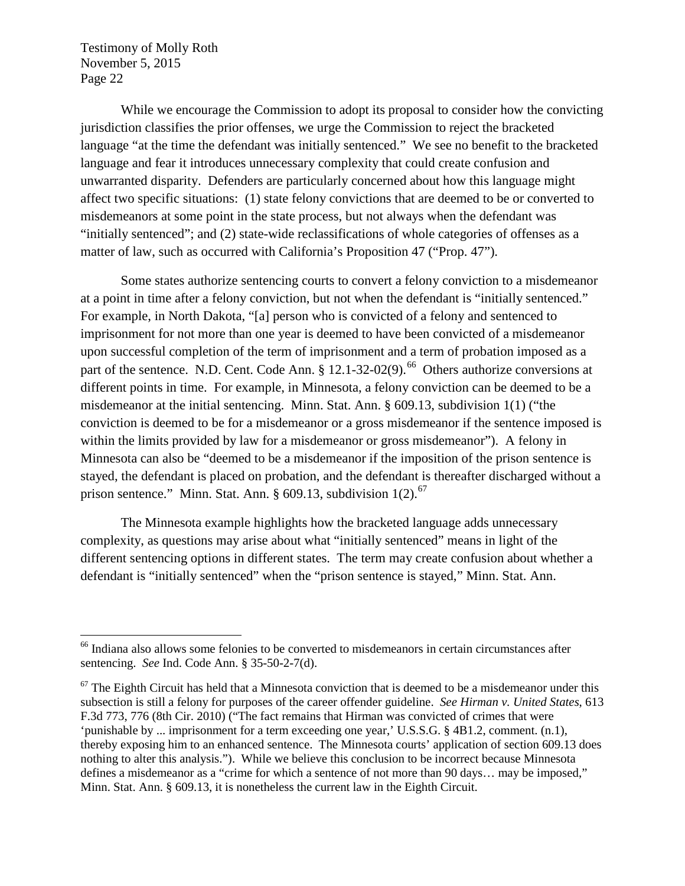While we encourage the Commission to adopt its proposal to consider how the convicting jurisdiction classifies the prior offenses, we urge the Commission to reject the bracketed language "at the time the defendant was initially sentenced." We see no benefit to the bracketed language and fear it introduces unnecessary complexity that could create confusion and unwarranted disparity. Defenders are particularly concerned about how this language might affect two specific situations: (1) state felony convictions that are deemed to be or converted to misdemeanors at some point in the state process, but not always when the defendant was "initially sentenced"; and (2) state-wide reclassifications of whole categories of offenses as a matter of law, such as occurred with California's Proposition 47 ("Prop. 47").

Some states authorize sentencing courts to convert a felony conviction to a misdemeanor at a point in time after a felony conviction, but not when the defendant is "initially sentenced." For example, in North Dakota, "[a] person who is convicted of a felony and sentenced to imprisonment for not more than one year is deemed to have been convicted of a misdemeanor upon successful completion of the term of imprisonment and a term of probation imposed as a part of the sentence. N.D. Cent. Code Ann. § 12.1-32-02(9).[66] Others authorize conversions at different points in time. For example, in Minnesota, a felony conviction can be deemed to be a misdemeanor at the initial sentencing. Minn. Stat. Ann. § 609.13, subdivision 1(1) ("the conviction is deemed to be for a misdemeanor or a gross misdemeanor if the sentence imposed is within the limits provided by law for a misdemeanor or gross misdemeanor"). A felony in Minnesota can also be "deemed to be a misdemeanor if the imposition of the prison sentence is stayed, the defendant is placed on probation, and the defendant is thereafter discharged without a prison sentence." Minn. Stat. Ann. § 609.13, subdivision 1(2).[67]

The Minnesota example highlights how the bracketed language adds unnecessary complexity, as questions may arise about what "initially sentenced" means in light of the different sentencing options in different states. The term may create confusion about whether a defendant is "initially sentenced" when the "prison sentence is stayed," Minn. Stat. Ann.

---

[66] Indiana also allows some felonies to be converted to misdemeanors in certain circumstances after sentencing. *See* Ind. Code Ann. § 35-50-2-7(d).

[67] The Eighth Circuit has held that a Minnesota conviction that is deemed to be a misdemeanor under this subsection is still a felony for purposes of the career offender guideline. *See Hirman v. United States*, 613 F.3d 773, 776 (8th Cir. 2010) ("The fact remains that Hirman was convicted of crimes that were 'punishable by ... imprisonment for a term exceeding one year,' U.S.S.G. § 4B1.2, comment. (n.1), thereby exposing him to an enhanced sentence. The Minnesota courts' application of section 609.13 does nothing to alter this analysis."). While we believe this conclusion to be incorrect because Minnesota defines a misdemeanor as a "crime for which a sentence of not more than 90 days… may be imposed," Minn. Stat. Ann. § 609.13, it is nonetheless the current law in the Eighth Circuit.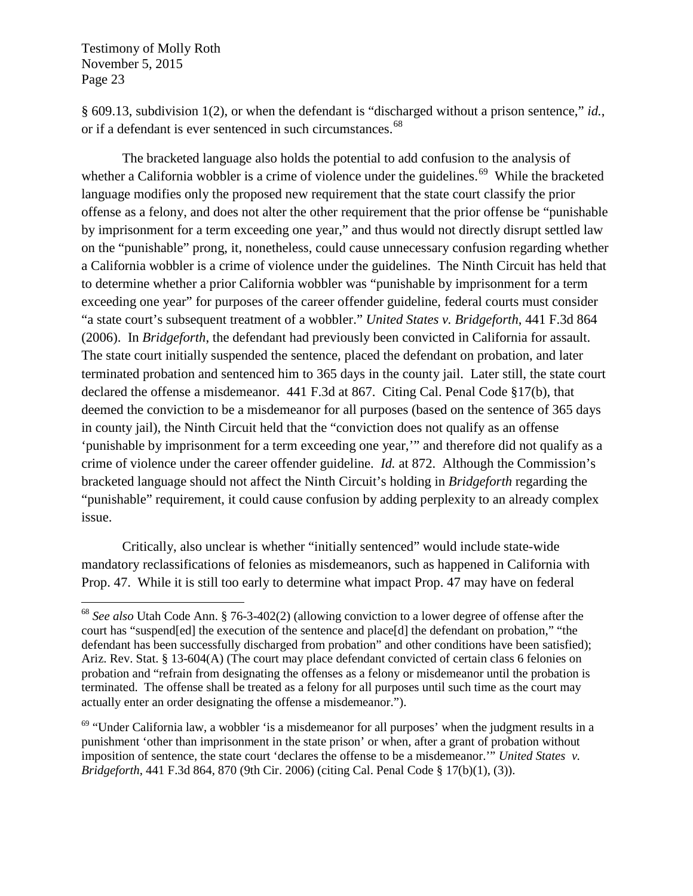§ 609.13, subdivision 1(2), or when the defendant is "discharged without a prison sentence," *id.*, or if a defendant is ever sentenced in such circumstances.[68]

The bracketed language also holds the potential to add confusion to the analysis of whether a California wobbler is a crime of violence under the guidelines.[69] While the bracketed language modifies only the proposed new requirement that the state court classify the prior offense as a felony, and does not alter the other requirement that the prior offense be "punishable by imprisonment for a term exceeding one year," and thus would not directly disrupt settled law on the "punishable" prong, it, nonetheless, could cause unnecessary confusion regarding whether a California wobbler is a crime of violence under the guidelines. The Ninth Circuit has held that to determine whether a prior California wobbler was "punishable by imprisonment for a term exceeding one year" for purposes of the career offender guideline, federal courts must consider "a state court's subsequent treatment of a wobbler." *United States v. Bridgeforth*, 441 F.3d 864 (2006). In *Bridgeforth*, the defendant had previously been convicted in California for assault. The state court initially suspended the sentence, placed the defendant on probation, and later terminated probation and sentenced him to 365 days in the county jail. Later still, the state court declared the offense a misdemeanor. 441 F.3d at 867. Citing Cal. Penal Code §17(b), that deemed the conviction to be a misdemeanor for all purposes (based on the sentence of 365 days in county jail), the Ninth Circuit held that the "conviction does not qualify as an offense 'punishable by imprisonment for a term exceeding one year,'" and therefore did not qualify as a crime of violence under the career offender guideline. *Id.* at 872. Although the Commission's bracketed language should not affect the Ninth Circuit's holding in *Bridgeforth* regarding the "punishable" requirement, it could cause confusion by adding perplexity to an already complex issue.

Critically, also unclear is whether "initially sentenced" would include state-wide mandatory reclassifications of felonies as misdemeanors, such as happened in California with Prop. 47. While it is still too early to determine what impact Prop. 47 may have on federal

---

[68] *See also* Utah Code Ann. § 76-3-402(2) (allowing conviction to a lower degree of offense after the court has "suspend[ed] the execution of the sentence and place[d] the defendant on probation," "the defendant has been successfully discharged from probation" and other conditions have been satisfied); Ariz. Rev. Stat. § 13-604(A) (The court may place defendant convicted of certain class 6 felonies on probation and "refrain from designating the offenses as a felony or misdemeanor until the probation is terminated. The offense shall be treated as a felony for all purposes until such time as the court may actually enter an order designating the offense a misdemeanor.").

[69] "Under California law, a wobbler 'is a misdemeanor for all purposes' when the judgment results in a punishment 'other than imprisonment in the state prison' or when, after a grant of probation without imposition of sentence, the state court 'declares the offense to be a misdemeanor.'" *United States v. Bridgeforth*, 441 F.3d 864, 870 (9th Cir. 2006) (citing Cal. Penal Code § 17(b)(1), (3)).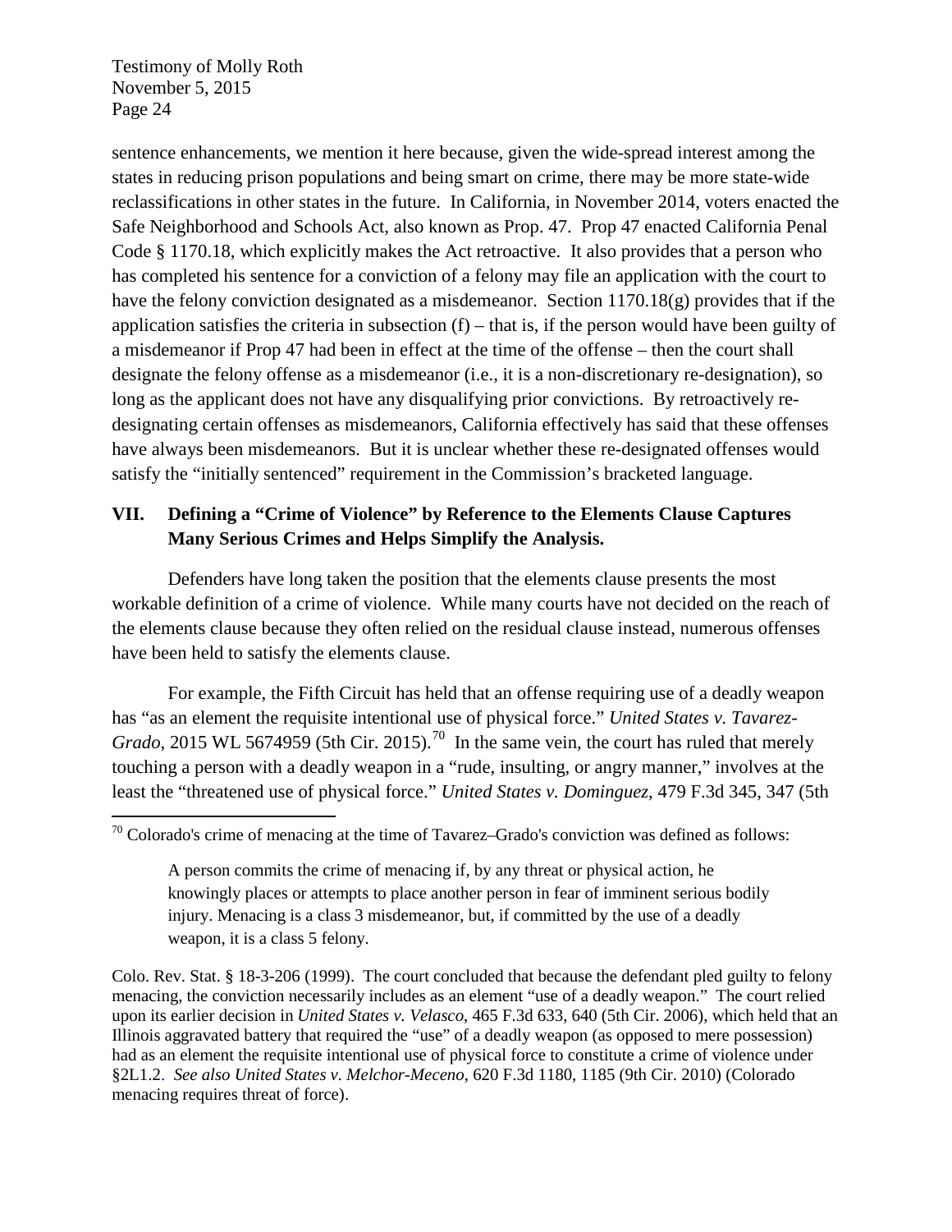sentence enhancements, we mention it here because, given the wide-spread interest among the states in reducing prison populations and being smart on crime, there may be more state-wide reclassifications in other states in the future. In California, in November 2014, voters enacted the Safe Neighborhood and Schools Act, also known as Prop. 47. Prop 47 enacted California Penal Code § 1170.18, which explicitly makes the Act retroactive. It also provides that a person who has completed his sentence for a conviction of a felony may file an application with the court to have the felony conviction designated as a misdemeanor. Section 1170.18(g) provides that if the application satisfies the criteria in subsection (f) – that is, if the person would have been guilty of a misdemeanor if Prop 47 had been in effect at the time of the offense – then the court shall designate the felony offense as a misdemeanor (i.e., it is a non-discretionary re-designation), so long as the applicant does not have any disqualifying prior convictions. By retroactively re-designating certain offenses as misdemeanors, California effectively has said that these offenses have always been misdemeanors. But it is unclear whether these re-designated offenses would satisfy the "initially sentenced" requirement in the Commission's bracketed language.

## VII. Defining a "Crime of Violence" by Reference to the Elements Clause Captures Many Serious Crimes and Helps Simplify the Analysis.

Defenders have long taken the position that the elements clause presents the most workable definition of a crime of violence. While many courts have not decided on the reach of the elements clause because they often relied on the residual clause instead, numerous offenses have been held to satisfy the elements clause.

For example, the Fifth Circuit has held that an offense requiring use of a deadly weapon has "as an element the requisite intentional use of physical force." *United States v. Tavarez-Grado*, 2015 WL 5674959 (5th Cir. 2015).[70] In the same vein, the court has ruled that merely touching a person with a deadly weapon in a "rude, insulting, or angry manner," involves at the least the "threatened use of physical force." *United States v. Dominguez*, 479 F.3d 345, 347 (5th

---

[70] Colorado's crime of menacing at the time of Tavarez–Grado's conviction was defined as follows:

> A person commits the crime of menacing if, by any threat or physical action, he knowingly places or attempts to place another person in fear of imminent serious bodily injury. Menacing is a class 3 misdemeanor, but, if committed by the use of a deadly weapon, it is a class 5 felony.

Colo. Rev. Stat. § 18-3-206 (1999). The court concluded that because the defendant pled guilty to felony menacing, the conviction necessarily includes as an element "use of a deadly weapon." The court relied upon its earlier decision in *United States v. Velasco*, 465 F.3d 633, 640 (5th Cir. 2006), which held that an Illinois aggravated battery that required the "use" of a deadly weapon (as opposed to mere possession) had as an element the requisite intentional use of physical force to constitute a crime of violence under §2L1.2. *See also United States v. Melchor-Meceno*, 620 F.3d 1180, 1185 (9th Cir. 2010) (Colorado menacing requires threat of force).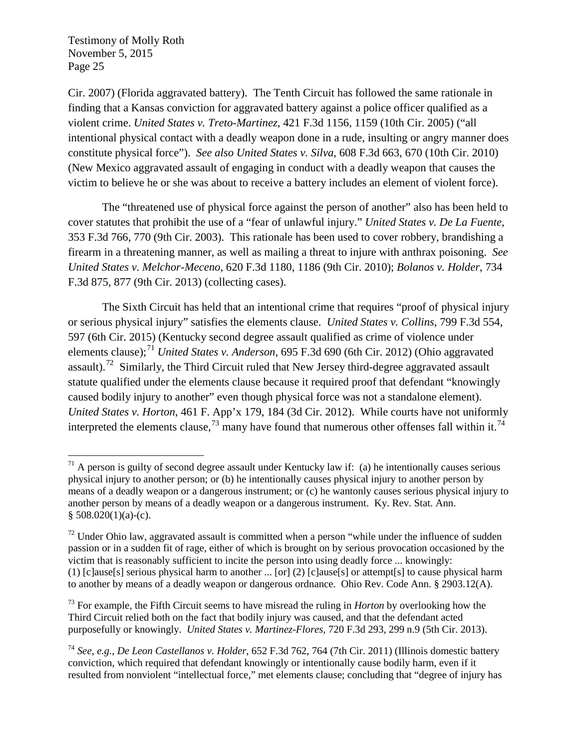Cir. 2007) (Florida aggravated battery). The Tenth Circuit has followed the same rationale in finding that a Kansas conviction for aggravated battery against a police officer qualified as a violent crime. *United States v. Treto-Martinez*, 421 F.3d 1156, 1159 (10th Cir. 2005) ("all intentional physical contact with a deadly weapon done in a rude, insulting or angry manner does constitute physical force"). *See also United States v. Silva*, 608 F.3d 663, 670 (10th Cir. 2010) (New Mexico aggravated assault of engaging in conduct with a deadly weapon that causes the victim to believe he or she was about to receive a battery includes an element of violent force).

The "threatened use of physical force against the person of another" also has been held to cover statutes that prohibit the use of a "fear of unlawful injury." *United States v. De La Fuente*, 353 F.3d 766, 770 (9th Cir. 2003). This rationale has been used to cover robbery, brandishing a firearm in a threatening manner, as well as mailing a threat to injure with anthrax poisoning. *See United States v. Melchor-Meceno*, 620 F.3d 1180, 1186 (9th Cir. 2010); *Bolanos v. Holder*, 734 F.3d 875, 877 (9th Cir. 2013) (collecting cases).

The Sixth Circuit has held that an intentional crime that requires "proof of physical injury or serious physical injury" satisfies the elements clause. *United States v. Collins*, 799 F.3d 554, 597 (6th Cir. 2015) (Kentucky second degree assault qualified as crime of violence under elements clause);[71] *United States v. Anderson*, 695 F.3d 690 (6th Cir. 2012) (Ohio aggravated assault).[72] Similarly, the Third Circuit ruled that New Jersey third-degree aggravated assault statute qualified under the elements clause because it required proof that defendant "knowingly caused bodily injury to another" even though physical force was not a standalone element). *United States v. Horton*, 461 F. App'x 179, 184 (3d Cir. 2012). While courts have not uniformly interpreted the elements clause,[73] many have found that numerous other offenses fall within it.[74]

---

[71] A person is guilty of second degree assault under Kentucky law if: (a) he intentionally causes serious physical injury to another person; or (b) he intentionally causes physical injury to another person by means of a deadly weapon or a dangerous instrument; or (c) he wantonly causes serious physical injury to another person by means of a deadly weapon or a dangerous instrument. Ky. Rev. Stat. Ann. § 508.020(1)(a)-(c).

[72] Under Ohio law, aggravated assault is committed when a person "while under the influence of sudden passion or in a sudden fit of rage, either of which is brought on by serious provocation occasioned by the victim that is reasonably sufficient to incite the person into using deadly force ... knowingly: (1) [c]ause[s] serious physical harm to another ... [or] (2) [c]ause[s] or attempt[s] to cause physical harm to another by means of a deadly weapon or dangerous ordnance. Ohio Rev. Code Ann. § 2903.12(A).

[73] For example, the Fifth Circuit seems to have misread the ruling in *Horton* by overlooking how the Third Circuit relied both on the fact that bodily injury was caused, and that the defendant acted purposefully or knowingly. *United States v. Martinez-Flores*, 720 F.3d 293, 299 n.9 (5th Cir. 2013).

[74] *See, e.g.*, *De Leon Castellanos v. Holder*, 652 F.3d 762, 764 (7th Cir. 2011) (Illinois domestic battery conviction, which required that defendant knowingly or intentionally cause bodily harm, even if it resulted from nonviolent "intellectual force," met elements clause; concluding that "degree of injury has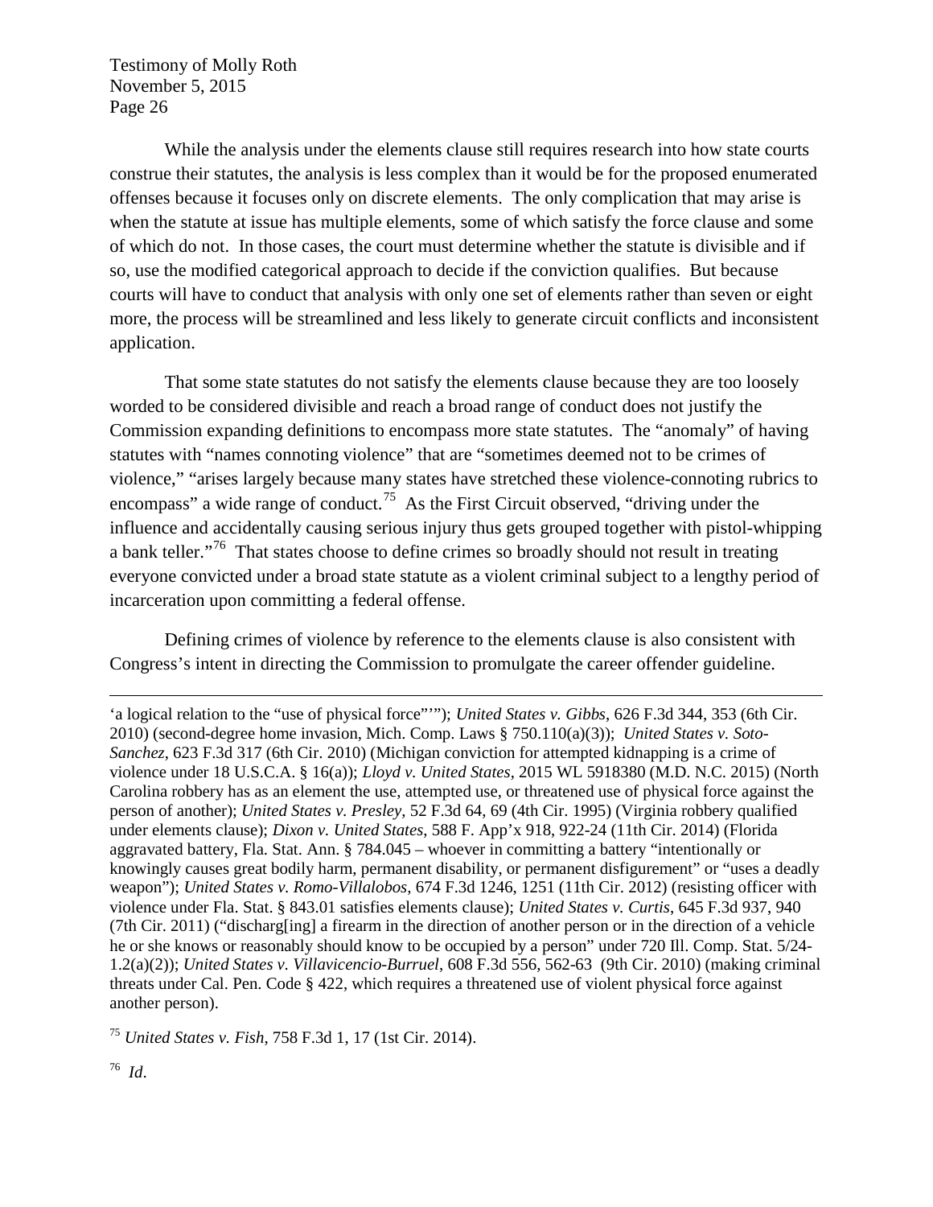While the analysis under the elements clause still requires research into how state courts construe their statutes, the analysis is less complex than it would be for the proposed enumerated offenses because it focuses only on discrete elements. The only complication that may arise is when the statute at issue has multiple elements, some of which satisfy the force clause and some of which do not. In those cases, the court must determine whether the statute is divisible and if so, use the modified categorical approach to decide if the conviction qualifies. But because courts will have to conduct that analysis with only one set of elements rather than seven or eight more, the process will be streamlined and less likely to generate circuit conflicts and inconsistent application.

That some state statutes do not satisfy the elements clause because they are too loosely worded to be considered divisible and reach a broad range of conduct does not justify the Commission expanding definitions to encompass more state statutes. The "anomaly" of having statutes with "names connoting violence" that are "sometimes deemed not to be crimes of violence," "arises largely because many states have stretched these violence-connoting rubrics to encompass" a wide range of conduct.[75] As the First Circuit observed, "driving under the influence and accidentally causing serious injury thus gets grouped together with pistol-whipping a bank teller."[76] That states choose to define crimes so broadly should not result in treating everyone convicted under a broad state statute as a violent criminal subject to a lengthy period of incarceration upon committing a federal offense.

Defining crimes of violence by reference to the elements clause is also consistent with Congress's intent in directing the Commission to promulgate the career offender guideline.

---

'a logical relation to the "use of physical force"'"); *United States v. Gibbs*, 626 F.3d 344, 353 (6th Cir. 2010) (second-degree home invasion, Mich. Comp. Laws § 750.110(a)(3)); *United States v. Soto-Sanchez*, 623 F.3d 317 (6th Cir. 2010) (Michigan conviction for attempted kidnapping is a crime of violence under 18 U.S.C.A. § 16(a)); *Lloyd v. United States*, 2015 WL 5918380 (M.D. N.C. 2015) (North Carolina robbery has as an element the use, attempted use, or threatened use of physical force against the person of another); *United States v. Presley*, 52 F.3d 64, 69 (4th Cir. 1995) (Virginia robbery qualified under elements clause); *Dixon v. United States*, 588 F. App'x 918, 922-24 (11th Cir. 2014) (Florida aggravated battery, Fla. Stat. Ann. § 784.045 – whoever in committing a battery "intentionally or knowingly causes great bodily harm, permanent disability, or permanent disfigurement" or "uses a deadly weapon"); *United States v. Romo-Villalobos*, 674 F.3d 1246, 1251 (11th Cir. 2012) (resisting officer with violence under Fla. Stat. § 843.01 satisfies elements clause); *United States v. Curtis*, 645 F.3d 937, 940 (7th Cir. 2011) ("discharg[ing] a firearm in the direction of another person or in the direction of a vehicle he or she knows or reasonably should know to be occupied by a person" under 720 Ill. Comp. Stat. 5/24-1.2(a)(2)); *United States v. Villavicencio-Burruel*, 608 F.3d 556, 562-63 (9th Cir. 2010) (making criminal threats under Cal. Pen. Code § 422, which requires a threatened use of violent physical force against another person).

[75] *United States v. Fish*, 758 F.3d 1, 17 (1st Cir. 2014).

[76] *Id*.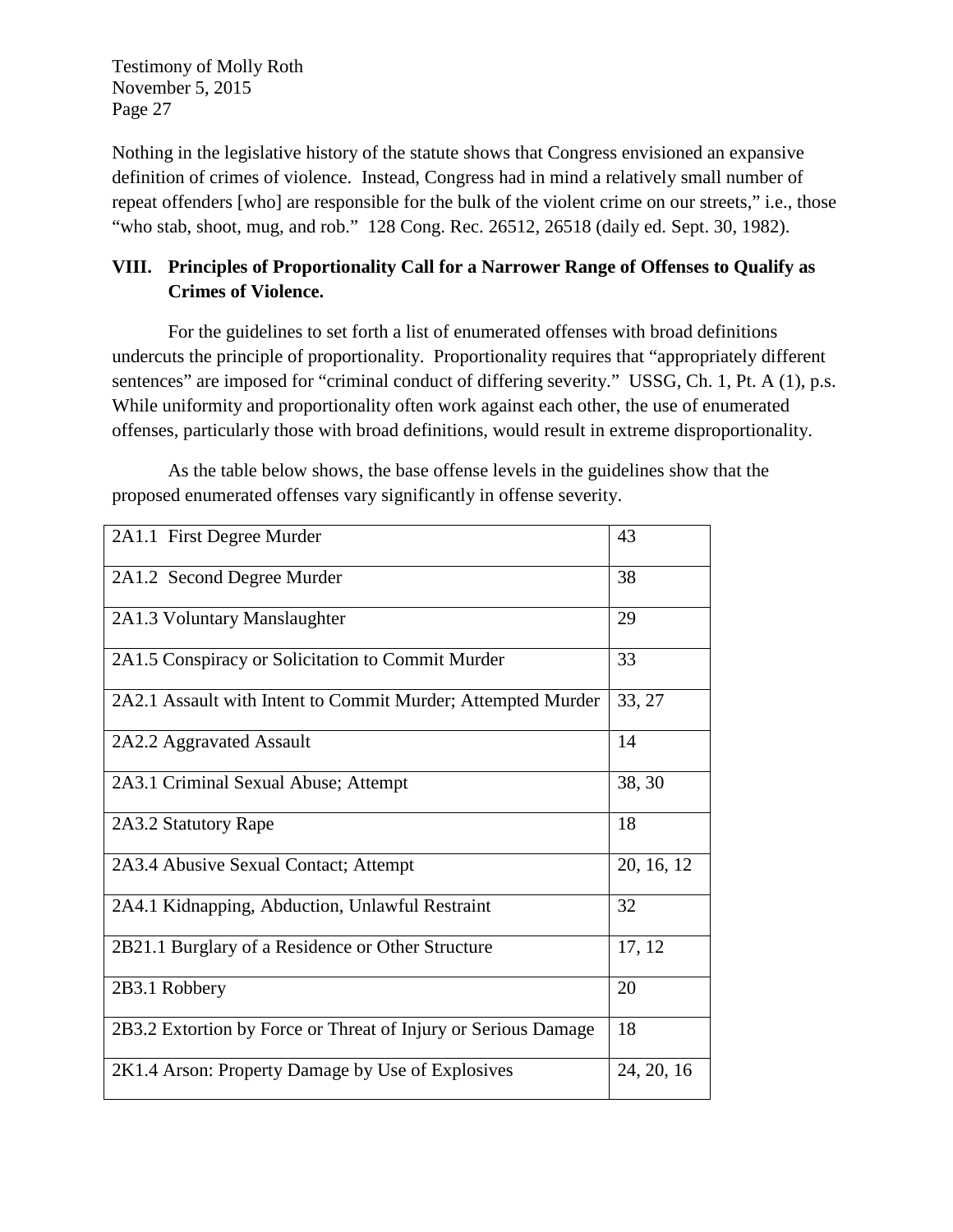Nothing in the legislative history of the statute shows that Congress envisioned an expansive definition of crimes of violence. Instead, Congress had in mind a relatively small number of repeat offenders [who] are responsible for the bulk of the violent crime on our streets," i.e., those "who stab, shoot, mug, and rob." 128 Cong. Rec. 26512, 26518 (daily ed. Sept. 30, 1982).

## VIII. Principles of Proportionality Call for a Narrower Range of Offenses to Qualify as Crimes of Violence.

For the guidelines to set forth a list of enumerated offenses with broad definitions undercuts the principle of proportionality. Proportionality requires that "appropriately different sentences" are imposed for "criminal conduct of differing severity." USSG, Ch. 1, Pt. A (1), p.s. While uniformity and proportionality often work against each other, the use of enumerated offenses, particularly those with broad definitions, would result in extreme disproportionality.

As the table below shows, the base offense levels in the guidelines show that the proposed enumerated offenses vary significantly in offense severity.

| | |
|---|---|
| 2A1.1 First Degree Murder | 43 |
| 2A1.2 Second Degree Murder | 38 |
| 2A1.3 Voluntary Manslaughter | 29 |
| 2A1.5 Conspiracy or Solicitation to Commit Murder | 33 |
| 2A2.1 Assault with Intent to Commit Murder; Attempted Murder | 33, 27 |
| 2A2.2 Aggravated Assault | 14 |
| 2A3.1 Criminal Sexual Abuse; Attempt | 38, 30 |
| 2A3.2 Statutory Rape | 18 |
| 2A3.4 Abusive Sexual Contact; Attempt | 20, 16, 12 |
| 2A4.1 Kidnapping, Abduction, Unlawful Restraint | 32 |
| 2B21.1 Burglary of a Residence or Other Structure | 17, 12 |
| 2B3.1 Robbery | 20 |
| 2B3.2 Extortion by Force or Threat of Injury or Serious Damage | 18 |
| 2K1.4 Arson: Property Damage by Use of Explosives | 24, 20, 16 |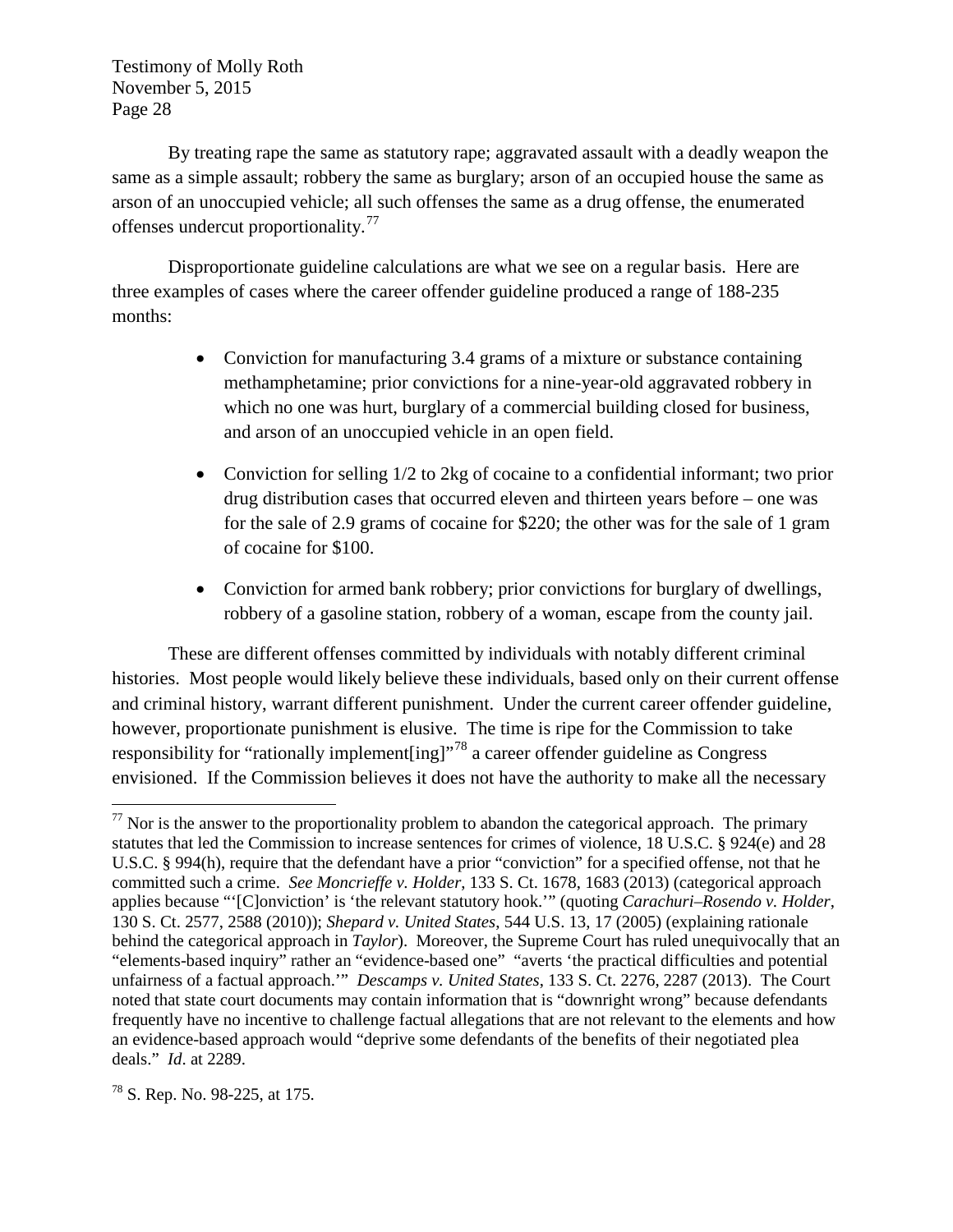By treating rape the same as statutory rape; aggravated assault with a deadly weapon the same as a simple assault; robbery the same as burglary; arson of an occupied house the same as arson of an unoccupied vehicle; all such offenses the same as a drug offense, the enumerated offenses undercut proportionality.[77]

Disproportionate guideline calculations are what we see on a regular basis. Here are three examples of cases where the career offender guideline produced a range of 188-235 months:

- Conviction for manufacturing 3.4 grams of a mixture or substance containing methamphetamine; prior convictions for a nine-year-old aggravated robbery in which no one was hurt, burglary of a commercial building closed for business, and arson of an unoccupied vehicle in an open field.

- Conviction for selling 1/2 to 2kg of cocaine to a confidential informant; two prior drug distribution cases that occurred eleven and thirteen years before – one was for the sale of 2.9 grams of cocaine for $220; the other was for the sale of 1 gram of cocaine for $100.

- Conviction for armed bank robbery; prior convictions for burglary of dwellings, robbery of a gasoline station, robbery of a woman, escape from the county jail.

These are different offenses committed by individuals with notably different criminal histories. Most people would likely believe these individuals, based only on their current offense and criminal history, warrant different punishment. Under the current career offender guideline, however, proportionate punishment is elusive. The time is ripe for the Commission to take responsibility for "rationally implement[ing]"[78] a career offender guideline as Congress envisioned. If the Commission believes it does not have the authority to make all the necessary

---

[77] Nor is the answer to the proportionality problem to abandon the categorical approach. The primary statutes that led the Commission to increase sentences for crimes of violence, 18 U.S.C. § 924(e) and 28 U.S.C. § 994(h), require that the defendant have a prior "conviction" for a specified offense, not that he committed such a crime. *See Moncrieffe v. Holder*, 133 S. Ct. 1678, 1683 (2013) (categorical approach applies because "'[C]onviction' is 'the relevant statutory hook.'" (quoting *Carachuri–Rosendo v. Holder*, 130 S. Ct. 2577, 2588 (2010)); *Shepard v. United States*, 544 U.S. 13, 17 (2005) (explaining rationale behind the categorical approach in *Taylor*). Moreover, the Supreme Court has ruled unequivocally that an "elements-based inquiry" rather an "evidence-based one" "averts 'the practical difficulties and potential unfairness of a factual approach.'" *Descamps v. United States*, 133 S. Ct. 2276, 2287 (2013). The Court noted that state court documents may contain information that is "downright wrong" because defendants frequently have no incentive to challenge factual allegations that are not relevant to the elements and how an evidence-based approach would "deprive some defendants of the benefits of their negotiated plea deals." *Id*. at 2289.

[78] S. Rep. No. 98-225, at 175.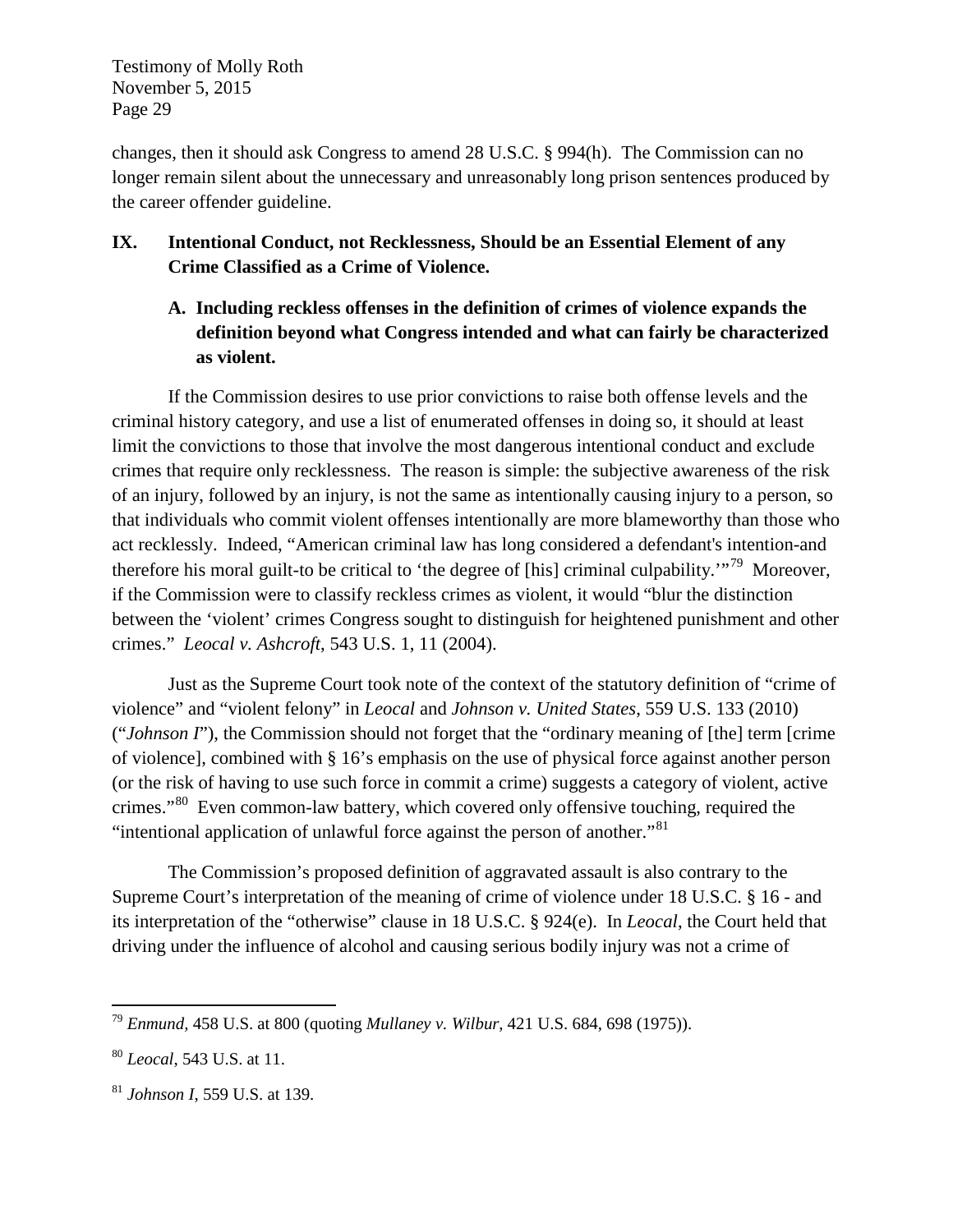changes, then it should ask Congress to amend 28 U.S.C. § 994(h). The Commission can no longer remain silent about the unnecessary and unreasonably long prison sentences produced by the career offender guideline.

## IX. Intentional Conduct, not Recklessness, Should be an Essential Element of any Crime Classified as a Crime of Violence.

### A. Including reckless offenses in the definition of crimes of violence expands the definition beyond what Congress intended and what can fairly be characterized as violent.

If the Commission desires to use prior convictions to raise both offense levels and the criminal history category, and use a list of enumerated offenses in doing so, it should at least limit the convictions to those that involve the most dangerous intentional conduct and exclude crimes that require only recklessness. The reason is simple: the subjective awareness of the risk of an injury, followed by an injury, is not the same as intentionally causing injury to a person, so that individuals who commit violent offenses intentionally are more blameworthy than those who act recklessly. Indeed, "American criminal law has long considered a defendant's intention-and therefore his moral guilt-to be critical to 'the degree of [his] criminal culpability.'"[79] Moreover, if the Commission were to classify reckless crimes as violent, it would "blur the distinction between the 'violent' crimes Congress sought to distinguish for heightened punishment and other crimes." *Leocal v. Ashcroft*, 543 U.S. 1, 11 (2004).

Just as the Supreme Court took note of the context of the statutory definition of "crime of violence" and "violent felony" in *Leocal* and *Johnson v. United States*, 559 U.S. 133 (2010) ("*Johnson I*"), the Commission should not forget that the "ordinary meaning of [the] term [crime of violence], combined with § 16's emphasis on the use of physical force against another person (or the risk of having to use such force in commit a crime) suggests a category of violent, active crimes."[80] Even common-law battery, which covered only offensive touching, required the "intentional application of unlawful force against the person of another."[81]

The Commission's proposed definition of aggravated assault is also contrary to the Supreme Court's interpretation of the meaning of crime of violence under 18 U.S.C. § 16 - and its interpretation of the "otherwise" clause in 18 U.S.C. § 924(e). In *Leocal*, the Court held that driving under the influence of alcohol and causing serious bodily injury was not a crime of

---

[79] *Enmund*, 458 U.S. at 800 (quoting *Mullaney v. Wilbur*, 421 U.S. 684, 698 (1975)).

[80] *Leocal*, 543 U.S. at 11.

[81] *Johnson I*, 559 U.S. at 139.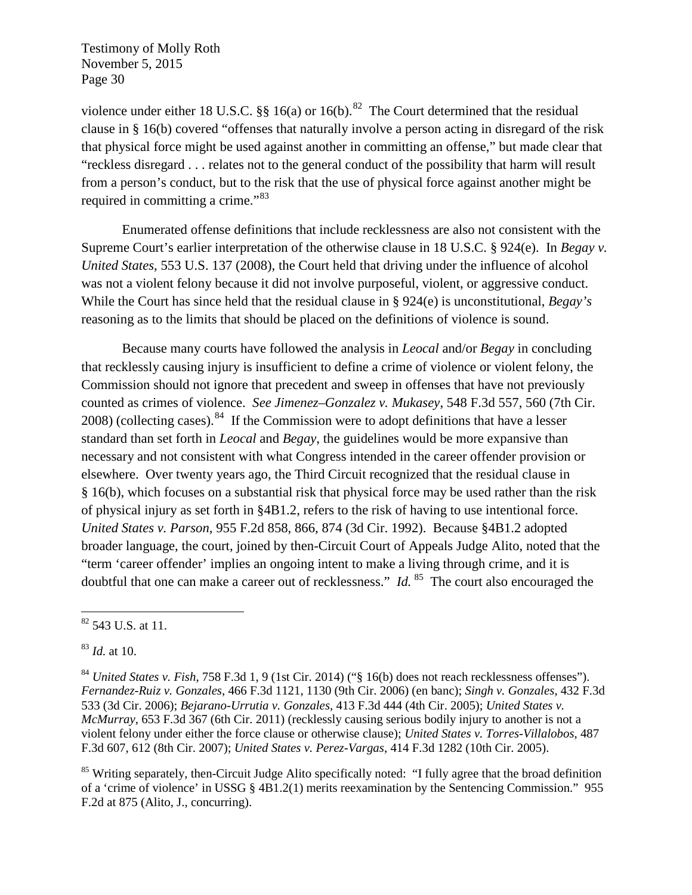violence under either 18 U.S.C. §§ 16(a) or 16(b).[82] The Court determined that the residual clause in § 16(b) covered "offenses that naturally involve a person acting in disregard of the risk that physical force might be used against another in committing an offense," but made clear that "reckless disregard . . . relates not to the general conduct of the possibility that harm will result from a person's conduct, but to the risk that the use of physical force against another might be required in committing a crime."[83]

Enumerated offense definitions that include recklessness are also not consistent with the Supreme Court's earlier interpretation of the otherwise clause in 18 U.S.C. § 924(e). In *Begay v. United States*, 553 U.S. 137 (2008), the Court held that driving under the influence of alcohol was not a violent felony because it did not involve purposeful, violent, or aggressive conduct. While the Court has since held that the residual clause in § 924(e) is unconstitutional, *Begay's* reasoning as to the limits that should be placed on the definitions of violence is sound.

Because many courts have followed the analysis in *Leocal* and/or *Begay* in concluding that recklessly causing injury is insufficient to define a crime of violence or violent felony, the Commission should not ignore that precedent and sweep in offenses that have not previously counted as crimes of violence. *See Jimenez–Gonzalez v. Mukasey*, 548 F.3d 557, 560 (7th Cir. 2008) (collecting cases).[84] If the Commission were to adopt definitions that have a lesser standard than set forth in *Leocal* and *Begay*, the guidelines would be more expansive than necessary and not consistent with what Congress intended in the career offender provision or elsewhere. Over twenty years ago, the Third Circuit recognized that the residual clause in § 16(b), which focuses on a substantial risk that physical force may be used rather than the risk of physical injury as set forth in §4B1.2, refers to the risk of having to use intentional force. *United States v. Parson*, 955 F.2d 858, 866, 874 (3d Cir. 1992). Because §4B1.2 adopted broader language, the court, joined by then-Circuit Court of Appeals Judge Alito, noted that the "term 'career offender' implies an ongoing intent to make a living through crime, and it is doubtful that one can make a career out of recklessness." *Id.*[85] The court also encouraged the

---

[82] 543 U.S. at 11.

[83] *Id.* at 10.

[84] *United States v. Fish*, 758 F.3d 1, 9 (1st Cir. 2014) ("§ 16(b) does not reach recklessness offenses"). *Fernandez-Ruiz v. Gonzales*, 466 F.3d 1121, 1130 (9th Cir. 2006) (en banc); *Singh v. Gonzales*, 432 F.3d 533 (3d Cir. 2006); *Bejarano-Urrutia v. Gonzales*, 413 F.3d 444 (4th Cir. 2005); *United States v. McMurray*, 653 F.3d 367 (6th Cir. 2011) (recklessly causing serious bodily injury to another is not a violent felony under either the force clause or otherwise clause); *United States v. Torres-Villalobos*, 487 F.3d 607, 612 (8th Cir. 2007); *United States v. Perez-Vargas*, 414 F.3d 1282 (10th Cir. 2005).

[85] Writing separately, then-Circuit Judge Alito specifically noted: "I fully agree that the broad definition of a 'crime of violence' in USSG § 4B1.2(1) merits reexamination by the Sentencing Commission." 955 F.2d at 875 (Alito, J., concurring).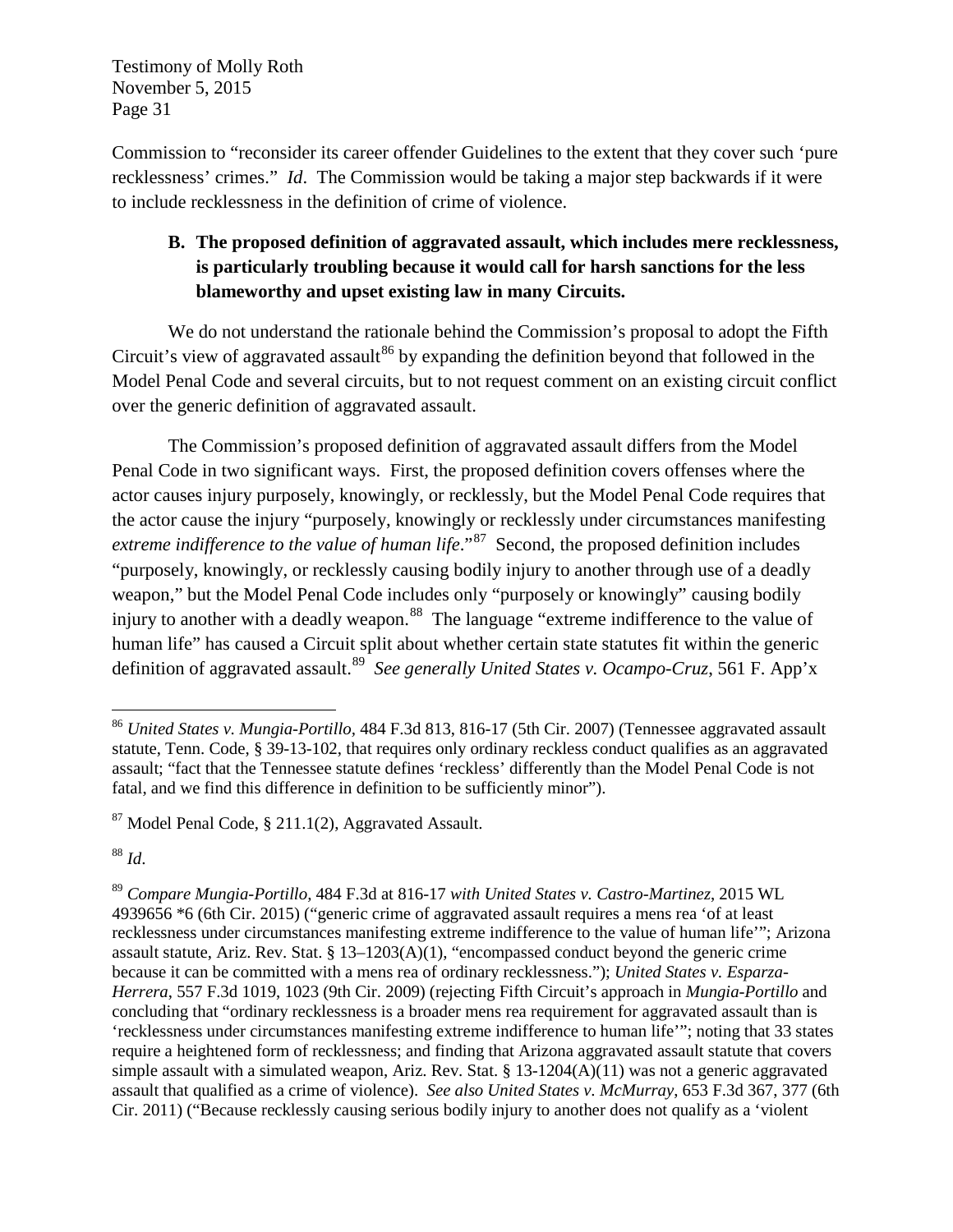Commission to "reconsider its career offender Guidelines to the extent that they cover such 'pure recklessness' crimes." *Id*. The Commission would be taking a major step backwards if it were to include recklessness in the definition of crime of violence.

### B. The proposed definition of aggravated assault, which includes mere recklessness, is particularly troubling because it would call for harsh sanctions for the less blameworthy and upset existing law in many Circuits.

We do not understand the rationale behind the Commission's proposal to adopt the Fifth Circuit's view of aggravated assault[86] by expanding the definition beyond that followed in the Model Penal Code and several circuits, but to not request comment on an existing circuit conflict over the generic definition of aggravated assault.

The Commission's proposed definition of aggravated assault differs from the Model Penal Code in two significant ways. First, the proposed definition covers offenses where the actor causes injury purposely, knowingly, or recklessly, but the Model Penal Code requires that the actor cause the injury "purposely, knowingly or recklessly under circumstances manifesting *extreme indifference to the value of human life*."[87] Second, the proposed definition includes "purposely, knowingly, or recklessly causing bodily injury to another through use of a deadly weapon," but the Model Penal Code includes only "purposely or knowingly" causing bodily injury to another with a deadly weapon.[88] The language "extreme indifference to the value of human life" has caused a Circuit split about whether certain state statutes fit within the generic definition of aggravated assault.[89] *See generally United States v. Ocampo-Cruz*, 561 F. App'x

---

[86] *United States v. Mungia-Portillo*, 484 F.3d 813, 816-17 (5th Cir. 2007) (Tennessee aggravated assault statute, Tenn. Code, § 39-13-102, that requires only ordinary reckless conduct qualifies as an aggravated assault; "fact that the Tennessee statute defines 'reckless' differently than the Model Penal Code is not fatal, and we find this difference in definition to be sufficiently minor").

[87] Model Penal Code, § 211.1(2), Aggravated Assault.

[88] *Id*.

[89] *Compare Mungia-Portillo*, 484 F.3d at 816-17 *with United States v. Castro-Martinez*, 2015 WL 4939656 *6 (6th Cir. 2015) ("generic crime of aggravated assault requires a mens rea 'of at least recklessness under circumstances manifesting extreme indifference to the value of human life'"; Arizona assault statute, Ariz. Rev. Stat. § 13–1203(A)(1), "encompassed conduct beyond the generic crime because it can be committed with a mens rea of ordinary recklessness."); *United States v. Esparza-Herrera*, 557 F.3d 1019, 1023 (9th Cir. 2009) (rejecting Fifth Circuit's approach in *Mungia-Portillo* and concluding that "ordinary recklessness is a broader mens rea requirement for aggravated assault than is 'recklessness under circumstances manifesting extreme indifference to human life'"; noting that 33 states require a heightened form of recklessness; and finding that Arizona aggravated assault statute that covers simple assault with a simulated weapon, Ariz. Rev. Stat. § 13-1204(A)(11) was not a generic aggravated assault that qualified as a crime of violence). *See also United States v. McMurray*, 653 F.3d 367, 377 (6th Cir. 2011) ("Because recklessly causing serious bodily injury to another does not qualify as a 'violent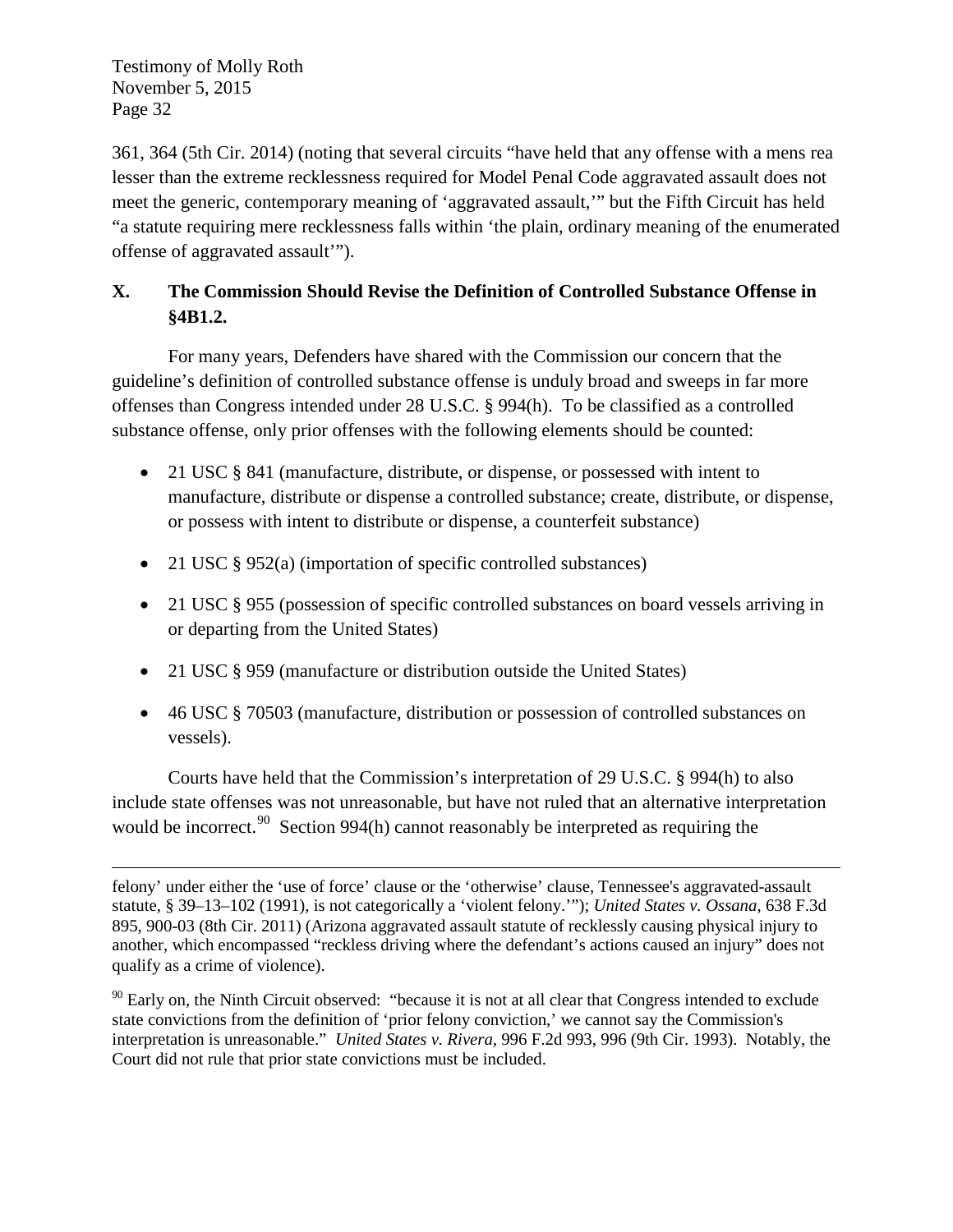361, 364 (5th Cir. 2014) (noting that several circuits "have held that any offense with a mens rea lesser than the extreme recklessness required for Model Penal Code aggravated assault does not meet the generic, contemporary meaning of 'aggravated assault,'" but the Fifth Circuit has held "a statute requiring mere recklessness falls within 'the plain, ordinary meaning of the enumerated offense of aggravated assault'").

## X. The Commission Should Revise the Definition of Controlled Substance Offense in §4B1.2.

For many years, Defenders have shared with the Commission our concern that the guideline's definition of controlled substance offense is unduly broad and sweeps in far more offenses than Congress intended under 28 U.S.C. § 994(h). To be classified as a controlled substance offense, only prior offenses with the following elements should be counted:

- 21 USC § 841 (manufacture, distribute, or dispense, or possessed with intent to manufacture, distribute or dispense a controlled substance; create, distribute, or dispense, or possess with intent to distribute or dispense, a counterfeit substance)
- 21 USC § 952(a) (importation of specific controlled substances)
- 21 USC § 955 (possession of specific controlled substances on board vessels arriving in or departing from the United States)
- 21 USC § 959 (manufacture or distribution outside the United States)
- 46 USC § 70503 (manufacture, distribution or possession of controlled substances on vessels).

Courts have held that the Commission's interpretation of 29 U.S.C. § 994(h) to also include state offenses was not unreasonable, but have not ruled that an alternative interpretation would be incorrect.[90] Section 994(h) cannot reasonably be interpreted as requiring the

---

felony' under either the 'use of force' clause or the 'otherwise' clause, Tennessee's aggravated-assault statute, § 39–13–102 (1991), is not categorically a 'violent felony.'"); *United States v. Ossana*, 638 F.3d 895, 900-03 (8th Cir. 2011) (Arizona aggravated assault statute of recklessly causing physical injury to another, which encompassed "reckless driving where the defendant's actions caused an injury" does not qualify as a crime of violence).

[90] Early on, the Ninth Circuit observed: "because it is not at all clear that Congress intended to exclude state convictions from the definition of 'prior felony conviction,' we cannot say the Commission's interpretation is unreasonable." *United States v. Rivera*, 996 F.2d 993, 996 (9th Cir. 1993). Notably, the Court did not rule that prior state convictions must be included.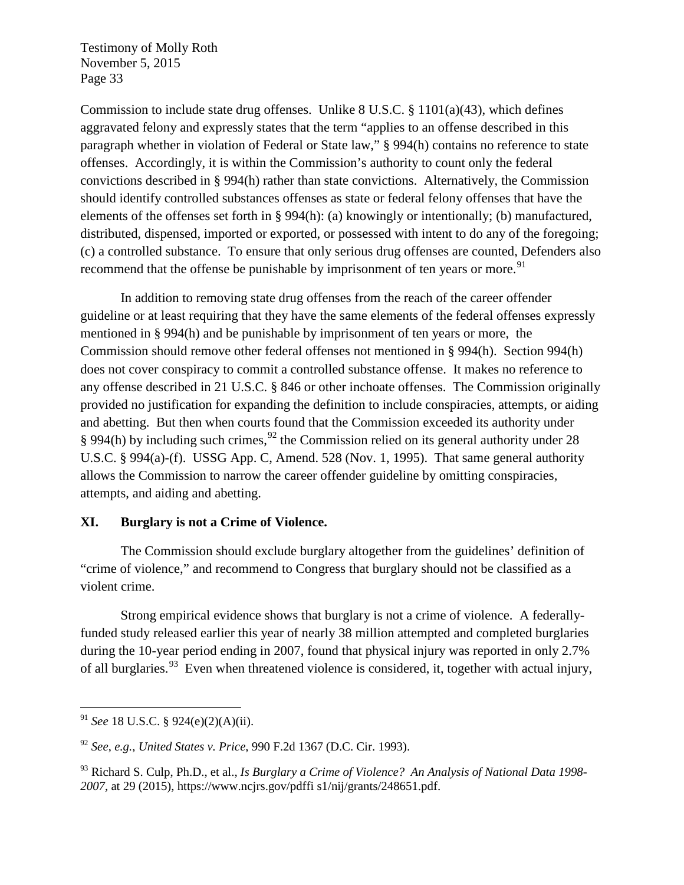Commission to include state drug offenses. Unlike 8 U.S.C. § 1101(a)(43), which defines aggravated felony and expressly states that the term "applies to an offense described in this paragraph whether in violation of Federal or State law," § 994(h) contains no reference to state offenses. Accordingly, it is within the Commission's authority to count only the federal convictions described in § 994(h) rather than state convictions. Alternatively, the Commission should identify controlled substances offenses as state or federal felony offenses that have the elements of the offenses set forth in § 994(h): (a) knowingly or intentionally; (b) manufactured, distributed, dispensed, imported or exported, or possessed with intent to do any of the foregoing; (c) a controlled substance. To ensure that only serious drug offenses are counted, Defenders also recommend that the offense be punishable by imprisonment of ten years or more.[91]

In addition to removing state drug offenses from the reach of the career offender guideline or at least requiring that they have the same elements of the federal offenses expressly mentioned in § 994(h) and be punishable by imprisonment of ten years or more, the Commission should remove other federal offenses not mentioned in § 994(h). Section 994(h) does not cover conspiracy to commit a controlled substance offense. It makes no reference to any offense described in 21 U.S.C. § 846 or other inchoate offenses. The Commission originally provided no justification for expanding the definition to include conspiracies, attempts, or aiding and abetting. But then when courts found that the Commission exceeded its authority under § 994(h) by including such crimes,[92] the Commission relied on its general authority under 28 U.S.C. § 994(a)-(f). USSG App. C, Amend. 528 (Nov. 1, 1995). That same general authority allows the Commission to narrow the career offender guideline by omitting conspiracies, attempts, and aiding and abetting.

## XI. Burglary is not a Crime of Violence.

The Commission should exclude burglary altogether from the guidelines' definition of "crime of violence," and recommend to Congress that burglary should not be classified as a violent crime.

Strong empirical evidence shows that burglary is not a crime of violence. A federally-funded study released earlier this year of nearly 38 million attempted and completed burglaries during the 10-year period ending in 2007, found that physical injury was reported in only 2.7% of all burglaries.[93] Even when threatened violence is considered, it, together with actual injury,

---

[91] *See* 18 U.S.C. § 924(e)(2)(A)(ii).

[92] *See*, *e.g.*, *United States v. Price*, 990 F.2d 1367 (D.C. Cir. 1993).

[93] Richard S. Culp, Ph.D., et al., *Is Burglary a Crime of Violence? An Analysis of National Data 1998-2007*, at 29 (2015), https://www.ncjrs.gov/pdffi s1/nij/grants/248651.pdf.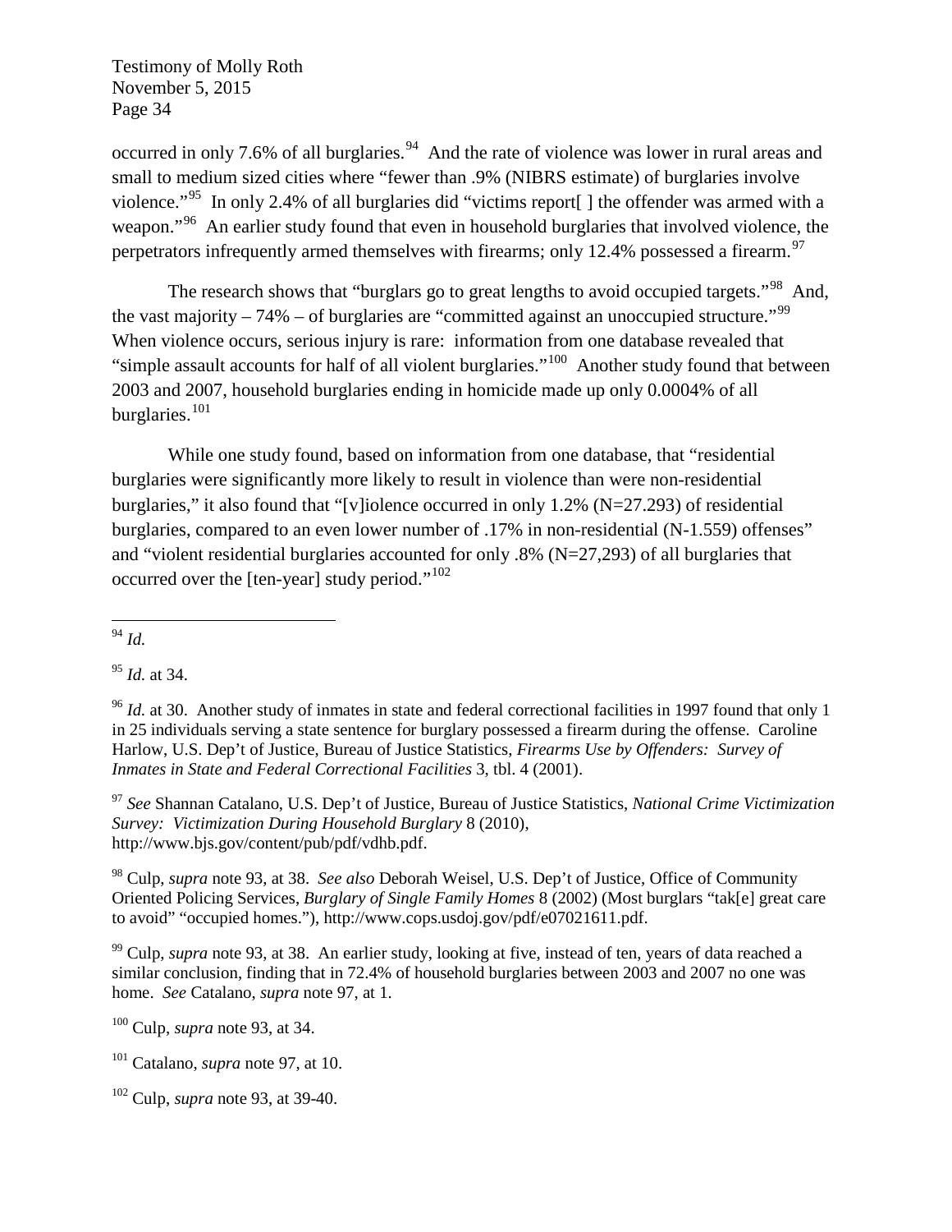occurred in only 7.6% of all burglaries.[94] And the rate of violence was lower in rural areas and small to medium sized cities where "fewer than .9% (NIBRS estimate) of burglaries involve violence."[95] In only 2.4% of all burglaries did "victims report[ ] the offender was armed with a weapon."[96] An earlier study found that even in household burglaries that involved violence, the perpetrators infrequently armed themselves with firearms; only 12.4% possessed a firearm.[97]

The research shows that "burglars go to great lengths to avoid occupied targets."[98] And, the vast majority – 74% – of burglaries are "committed against an unoccupied structure."[99] When violence occurs, serious injury is rare: information from one database revealed that "simple assault accounts for half of all violent burglaries."[100] Another study found that between 2003 and 2007, household burglaries ending in homicide made up only 0.0004% of all burglaries.[101]

While one study found, based on information from one database, that "residential burglaries were significantly more likely to result in violence than were non-residential burglaries," it also found that "[v]iolence occurred in only 1.2% (N=27.293) of residential burglaries, compared to an even lower number of .17% in non-residential (N-1.559) offenses" and "violent residential burglaries accounted for only .8% (N=27,293) of all burglaries that occurred over the [ten-year] study period."[102]

---

[94] *Id.*

[95] *Id.* at 34.

[96] *Id.* at 30. Another study of inmates in state and federal correctional facilities in 1997 found that only 1 in 25 individuals serving a state sentence for burglary possessed a firearm during the offense. Caroline Harlow, U.S. Dep't of Justice, Bureau of Justice Statistics, *Firearms Use by Offenders: Survey of Inmates in State and Federal Correctional Facilities* 3, tbl. 4 (2001).

[97] *See* Shannan Catalano, U.S. Dep't of Justice, Bureau of Justice Statistics, *National Crime Victimization Survey: Victimization During Household Burglary* 8 (2010), http://www.bjs.gov/content/pub/pdf/vdhb.pdf.

[98] Culp, *supra* note 93, at 38. *See also* Deborah Weisel, U.S. Dep't of Justice, Office of Community Oriented Policing Services, *Burglary of Single Family Homes* 8 (2002) (Most burglars "tak[e] great care to avoid" "occupied homes."), http://www.cops.usdoj.gov/pdf/e07021611.pdf.

[99] Culp, *supra* note 93, at 38. An earlier study, looking at five, instead of ten, years of data reached a similar conclusion, finding that in 72.4% of household burglaries between 2003 and 2007 no one was home. *See* Catalano, *supra* note 97, at 1.

[100] Culp, *supra* note 93, at 34.

[101] Catalano, *supra* note 97, at 10.

[102] Culp, *supra* note 93, at 39-40.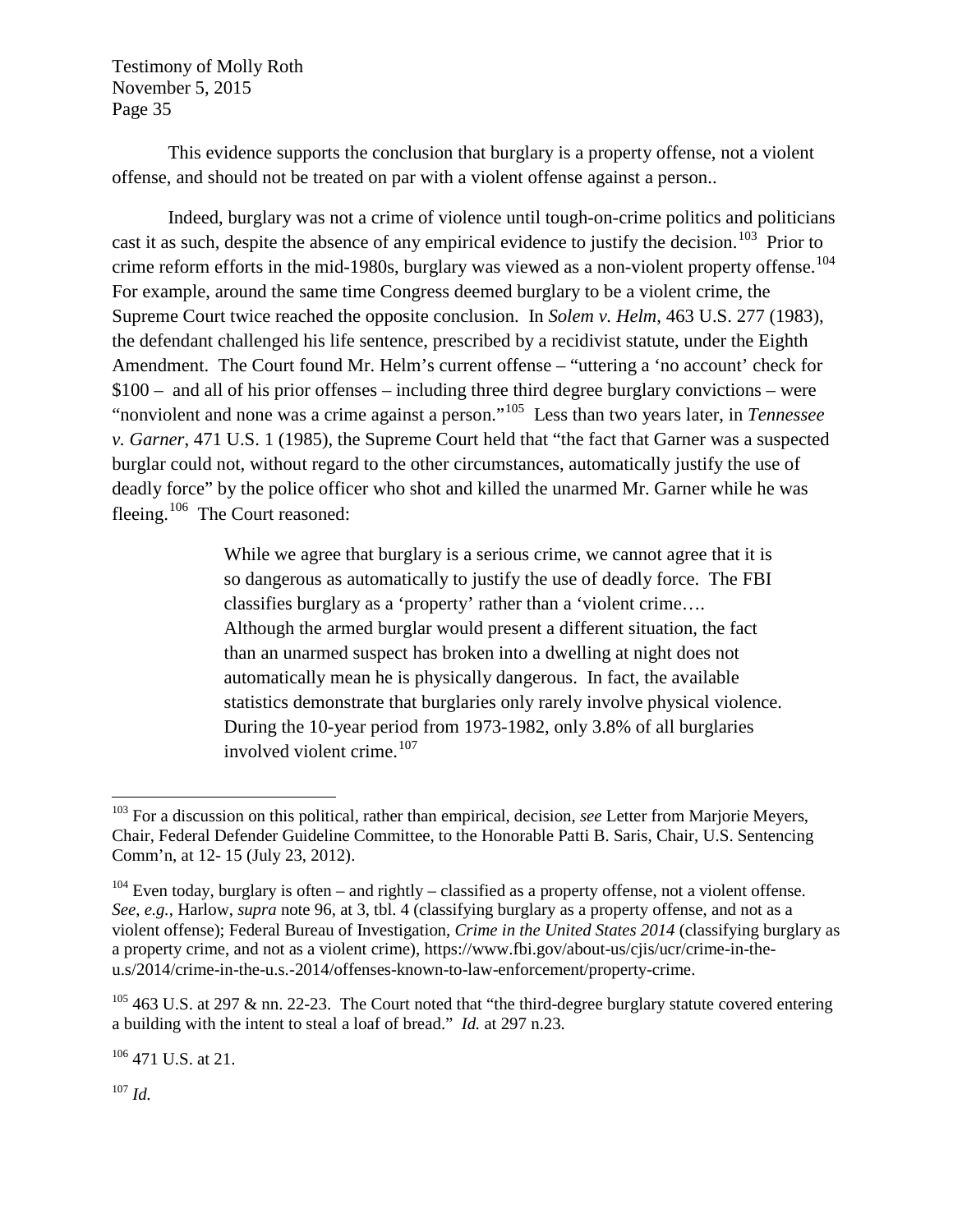This evidence supports the conclusion that burglary is a property offense, not a violent offense, and should not be treated on par with a violent offense against a person..

Indeed, burglary was not a crime of violence until tough-on-crime politics and politicians cast it as such, despite the absence of any empirical evidence to justify the decision.[103] Prior to crime reform efforts in the mid-1980s, burglary was viewed as a non-violent property offense.[104] For example, around the same time Congress deemed burglary to be a violent crime, the Supreme Court twice reached the opposite conclusion. In *Solem v. Helm*, 463 U.S. 277 (1983), the defendant challenged his life sentence, prescribed by a recidivist statute, under the Eighth Amendment. The Court found Mr. Helm's current offense – "uttering a 'no account' check for $100 – and all of his prior offenses – including three third degree burglary convictions – were "nonviolent and none was a crime against a person."[105] Less than two years later, in *Tennessee v. Garner*, 471 U.S. 1 (1985), the Supreme Court held that "the fact that Garner was a suspected burglar could not, without regard to the other circumstances, automatically justify the use of deadly force" by the police officer who shot and killed the unarmed Mr. Garner while he was fleeing.[106] The Court reasoned:

> While we agree that burglary is a serious crime, we cannot agree that it is so dangerous as automatically to justify the use of deadly force. The FBI classifies burglary as a 'property' rather than a 'violent crime…. Although the armed burglar would present a different situation, the fact than an unarmed suspect has broken into a dwelling at night does not automatically mean he is physically dangerous. In fact, the available statistics demonstrate that burglaries only rarely involve physical violence. During the 10-year period from 1973-1982, only 3.8% of all burglaries involved violent crime.[107]

---

[103] For a discussion on this political, rather than empirical, decision, *see* Letter from Marjorie Meyers, Chair, Federal Defender Guideline Committee, to the Honorable Patti B. Saris, Chair, U.S. Sentencing Comm'n, at 12- 15 (July 23, 2012).

[104] Even today, burglary is often – and rightly – classified as a property offense, not a violent offense. *See, e.g.*, Harlow, *supra* note 96, at 3, tbl. 4 (classifying burglary as a property offense, and not as a violent offense); Federal Bureau of Investigation, *Crime in the United States 2014* (classifying burglary as a property crime, and not as a violent crime), https://www.fbi.gov/about-us/cjis/ucr/crime-in-the-u.s/2014/crime-in-the-u.s.-2014/offenses-known-to-law-enforcement/property-crime.

[105] 463 U.S. at 297 & nn. 22-23. The Court noted that "the third-degree burglary statute covered entering a building with the intent to steal a loaf of bread." *Id.* at 297 n.23.

[106] 471 U.S. at 21.

[107] *Id.*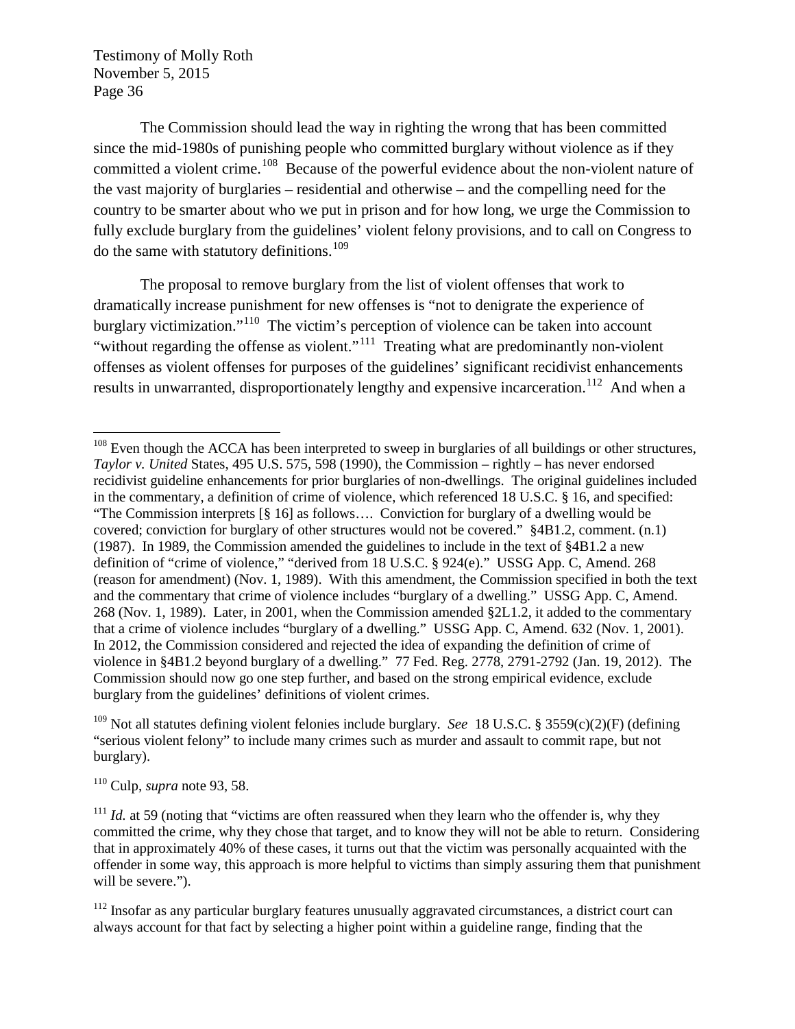The Commission should lead the way in righting the wrong that has been committed since the mid-1980s of punishing people who committed burglary without violence as if they committed a violent crime.[108] Because of the powerful evidence about the non-violent nature of the vast majority of burglaries – residential and otherwise – and the compelling need for the country to be smarter about who we put in prison and for how long, we urge the Commission to fully exclude burglary from the guidelines' violent felony provisions, and to call on Congress to do the same with statutory definitions.[109]

The proposal to remove burglary from the list of violent offenses that work to dramatically increase punishment for new offenses is "not to denigrate the experience of burglary victimization."[110] The victim's perception of violence can be taken into account "without regarding the offense as violent."[111] Treating what are predominantly non-violent offenses as violent offenses for purposes of the guidelines' significant recidivist enhancements results in unwarranted, disproportionately lengthy and expensive incarceration.[112] And when a

---

[108] Even though the ACCA has been interpreted to sweep in burglaries of all buildings or other structures, *Taylor v. United* States, 495 U.S. 575, 598 (1990), the Commission – rightly – has never endorsed recidivist guideline enhancements for prior burglaries of non-dwellings. The original guidelines included in the commentary, a definition of crime of violence, which referenced 18 U.S.C. § 16, and specified: "The Commission interprets [§ 16] as follows…. Conviction for burglary of a dwelling would be covered; conviction for burglary of other structures would not be covered." §4B1.2, comment. (n.1) (1987). In 1989, the Commission amended the guidelines to include in the text of §4B1.2 a new definition of "crime of violence," "derived from 18 U.S.C. § 924(e)." USSG App. C, Amend. 268 (reason for amendment) (Nov. 1, 1989). With this amendment, the Commission specified in both the text and the commentary that crime of violence includes "burglary of a dwelling." USSG App. C, Amend. 268 (Nov. 1, 1989). Later, in 2001, when the Commission amended §2L1.2, it added to the commentary that a crime of violence includes "burglary of a dwelling." USSG App. C, Amend. 632 (Nov. 1, 2001). In 2012, the Commission considered and rejected the idea of expanding the definition of crime of violence in §4B1.2 beyond burglary of a dwelling." 77 Fed. Reg. 2778, 2791-2792 (Jan. 19, 2012). The Commission should now go one step further, and based on the strong empirical evidence, exclude burglary from the guidelines' definitions of violent crimes.

[109] Not all statutes defining violent felonies include burglary. *See* 18 U.S.C. § 3559(c)(2)(F) (defining "serious violent felony" to include many crimes such as murder and assault to commit rape, but not burglary).

[110] Culp, *supra* note 93, 58.

[111] *Id.* at 59 (noting that "victims are often reassured when they learn who the offender is, why they committed the crime, why they chose that target, and to know they will not be able to return. Considering that in approximately 40% of these cases, it turns out that the victim was personally acquainted with the offender in some way, this approach is more helpful to victims than simply assuring them that punishment will be severe.").

[112] Insofar as any particular burglary features unusually aggravated circumstances, a district court can always account for that fact by selecting a higher point within a guideline range, finding that the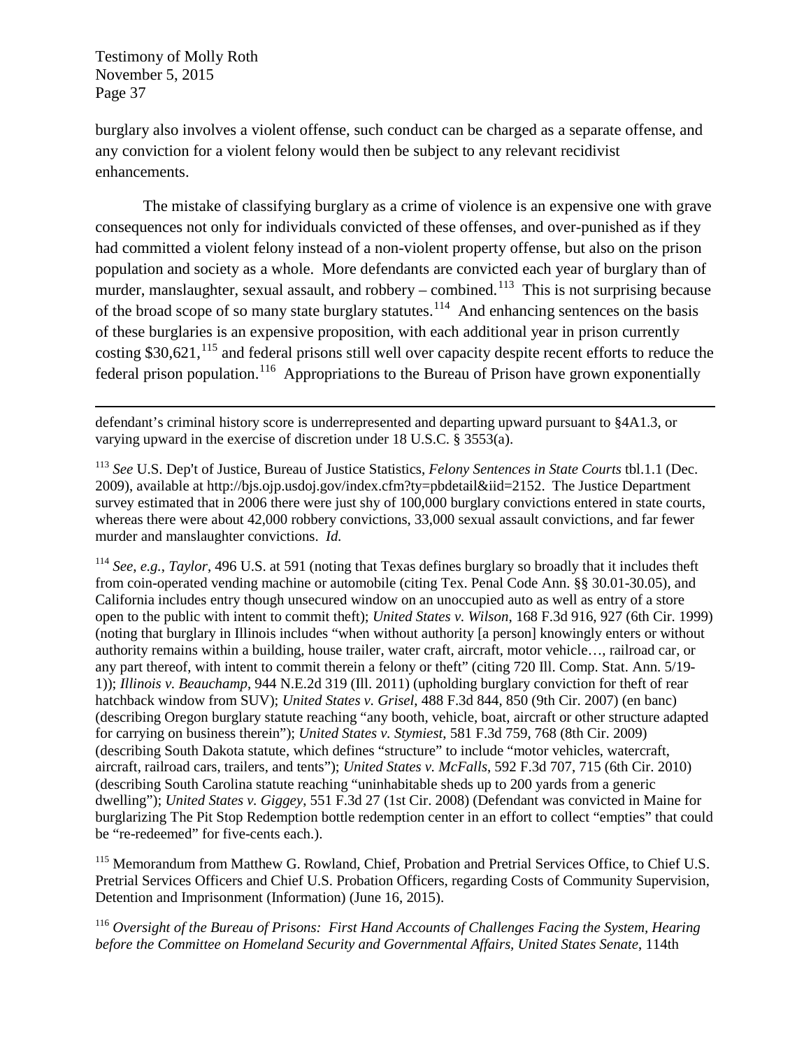burglary also involves a violent offense, such conduct can be charged as a separate offense, and any conviction for a violent felony would then be subject to any relevant recidivist enhancements.

The mistake of classifying burglary as a crime of violence is an expensive one with grave consequences not only for individuals convicted of these offenses, and over-punished as if they had committed a violent felony instead of a non-violent property offense, but also on the prison population and society as a whole. More defendants are convicted each year of burglary than of murder, manslaughter, sexual assault, and robbery – combined.[113] This is not surprising because of the broad scope of so many state burglary statutes.[114] And enhancing sentences on the basis of these burglaries is an expensive proposition, with each additional year in prison currently costing $30,621,[115] and federal prisons still well over capacity despite recent efforts to reduce the federal prison population.[116] Appropriations to the Bureau of Prison have grown exponentially

---

defendant's criminal history score is underrepresented and departing upward pursuant to §4A1.3, or varying upward in the exercise of discretion under 18 U.S.C. § 3553(a).

[113] *See* U.S. Dep't of Justice, Bureau of Justice Statistics, *Felony Sentences in State Courts* tbl.1.1 (Dec. 2009), available at http://bjs.ojp.usdoj.gov/index.cfm?ty=pbdetail&iid=2152. The Justice Department survey estimated that in 2006 there were just shy of 100,000 burglary convictions entered in state courts, whereas there were about 42,000 robbery convictions, 33,000 sexual assault convictions, and far fewer murder and manslaughter convictions. *Id.*

[114] *See, e.g.*, *Taylor*, 496 U.S. at 591 (noting that Texas defines burglary so broadly that it includes theft from coin-operated vending machine or automobile (citing Tex. Penal Code Ann. §§ 30.01-30.05), and California includes entry though unsecured window on an unoccupied auto as well as entry of a store open to the public with intent to commit theft); *United States v. Wilson*, 168 F.3d 916, 927 (6th Cir. 1999) (noting that burglary in Illinois includes "when without authority [a person] knowingly enters or without authority remains within a building, house trailer, water craft, aircraft, motor vehicle…, railroad car, or any part thereof, with intent to commit therein a felony or theft" (citing 720 Ill. Comp. Stat. Ann. 5/19-1)); *Illinois v. Beauchamp*, 944 N.E.2d 319 (Ill. 2011) (upholding burglary conviction for theft of rear hatchback window from SUV); *United States v. Grisel*, 488 F.3d 844, 850 (9th Cir. 2007) (en banc) (describing Oregon burglary statute reaching "any booth, vehicle, boat, aircraft or other structure adapted for carrying on business therein"); *United States v. Stymiest*, 581 F.3d 759, 768 (8th Cir. 2009) (describing South Dakota statute, which defines "structure" to include "motor vehicles, watercraft, aircraft, railroad cars, trailers, and tents"); *United States v. McFalls*, 592 F.3d 707, 715 (6th Cir. 2010) (describing South Carolina statute reaching "uninhabitable sheds up to 200 yards from a generic dwelling"); *United States v. Giggey*, 551 F.3d 27 (1st Cir. 2008) (Defendant was convicted in Maine for burglarizing The Pit Stop Redemption bottle redemption center in an effort to collect "empties" that could be "re-redeemed" for five-cents each.).

[115] Memorandum from Matthew G. Rowland, Chief, Probation and Pretrial Services Office, to Chief U.S. Pretrial Services Officers and Chief U.S. Probation Officers, regarding Costs of Community Supervision, Detention and Imprisonment (Information) (June 16, 2015).

[116] *Oversight of the Bureau of Prisons: First Hand Accounts of Challenges Facing the System, Hearing before the Committee on Homeland Security and Governmental Affairs, United States Senate*, 114th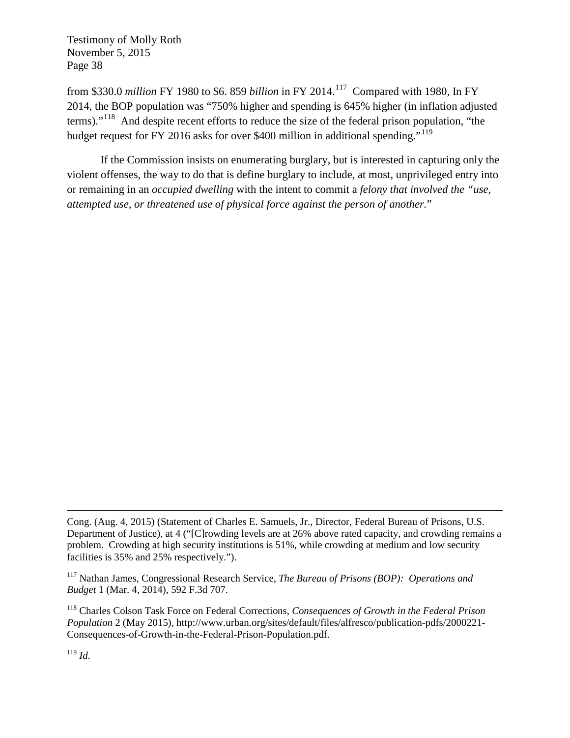from $330.0 *million* FY 1980 to $6. 859 *billion* in FY 2014.[117] Compared with 1980, In FY 2014, the BOP population was "750% higher and spending is 645% higher (in inflation adjusted terms)."[118] And despite recent efforts to reduce the size of the federal prison population, "the budget request for FY 2016 asks for over $400 million in additional spending."[119]

If the Commission insists on enumerating burglary, but is interested in capturing only the violent offenses, the way to do that is define burglary to include, at most, unprivileged entry into or remaining in an *occupied dwelling* with the intent to commit a *felony that involved the "use, attempted use, or threatened use of physical force against the person of another.*"

---

Cong. (Aug. 4, 2015) (Statement of Charles E. Samuels, Jr., Director, Federal Bureau of Prisons, U.S. Department of Justice), at 4 ("[C]rowding levels are at 26% above rated capacity, and crowding remains a problem. Crowding at high security institutions is 51%, while crowding at medium and low security facilities is 35% and 25% respectively.").

[117] Nathan James, Congressional Research Service, *The Bureau of Prisons (BOP): Operations and Budget* 1 (Mar. 4, 2014), 592 F.3d 707.

[118] Charles Colson Task Force on Federal Corrections, *Consequences of Growth in the Federal Prison Population* 2 (May 2015), http://www.urban.org/sites/default/files/alfresco/publication-pdfs/2000221-Consequences-of-Growth-in-the-Federal-Prison-Population.pdf.

[119] *Id.*